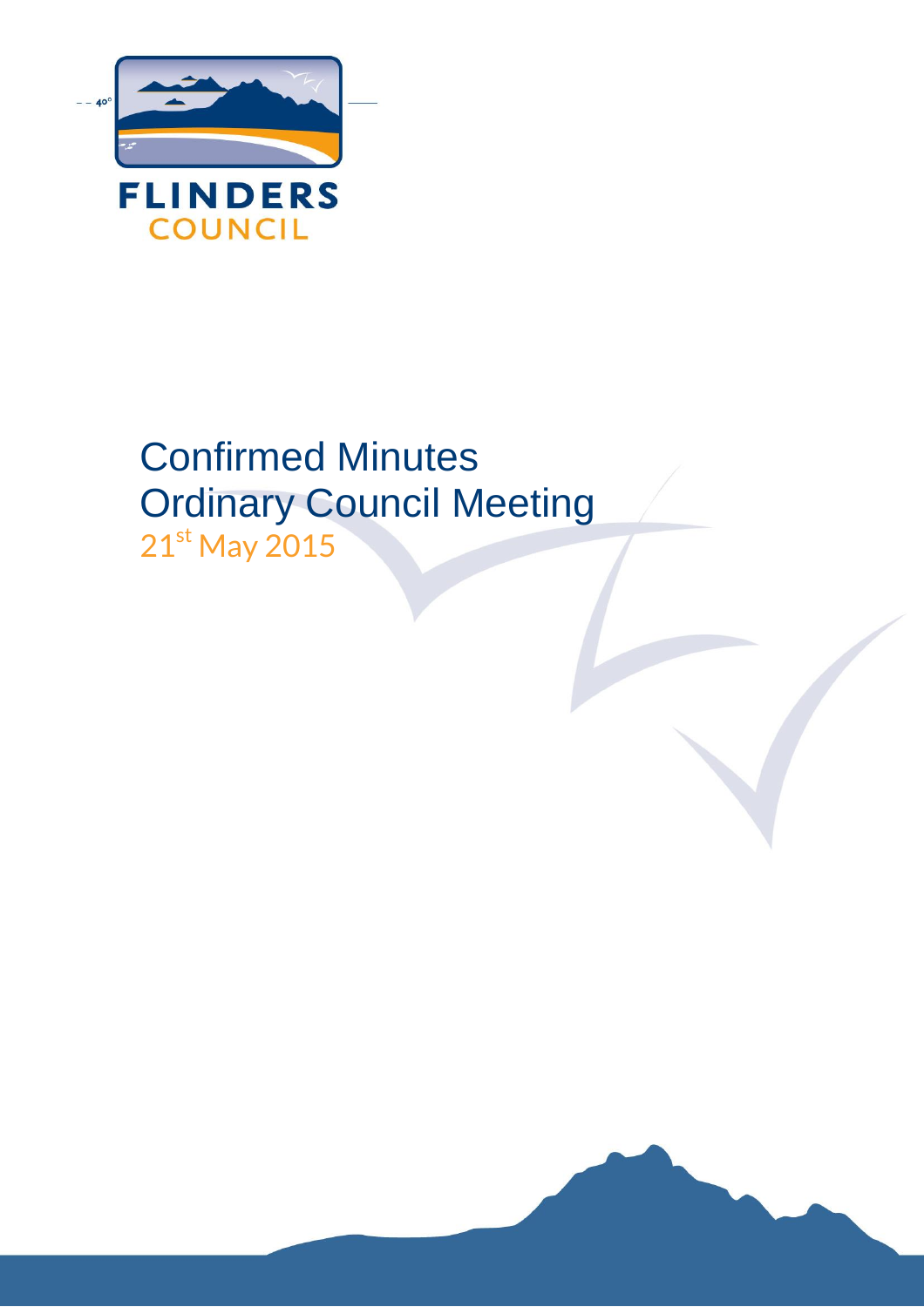FLINDERS
COUNCIL

# Confirmed Minutes
# Ordinary Council Meeting

21st May 2015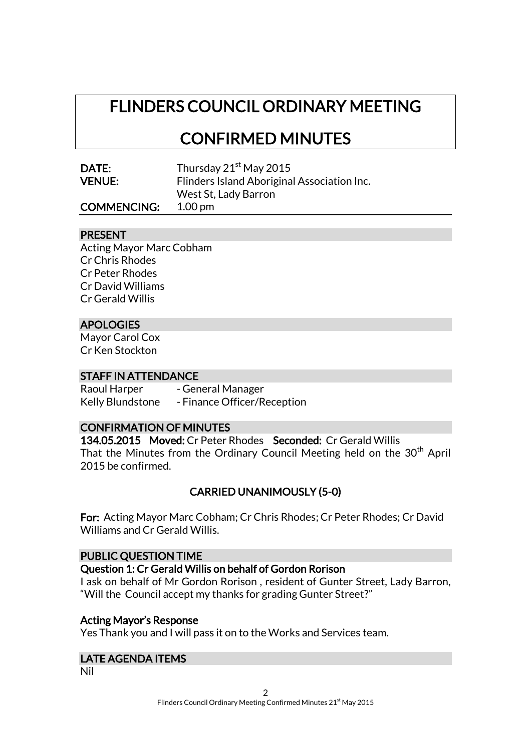# FLINDERS COUNCIL ORDINARY MEETING

# CONFIRMED MINUTES

**DATE:** Thursday 21st May 2015
**VENUE:** Flinders Island Aboriginal Association Inc.
West St, Lady Barron
**COMMENCING:** 1.00 pm

## PRESENT

Acting Mayor Marc Cobham
Cr Chris Rhodes
Cr Peter Rhodes
Cr David Williams
Cr Gerald Willis

## APOLOGIES

Mayor Carol Cox
Cr Ken Stockton

## STAFF IN ATTENDANCE

Raoul Harper - General Manager
Kelly Blundstone - Finance Officer/Reception

## CONFIRMATION OF MINUTES

**134.05.2015 Moved:** Cr Peter Rhodes **Seconded:** Cr Gerald Willis
That the Minutes from the Ordinary Council Meeting held on the 30th April 2015 be confirmed.

**CARRIED UNANIMOUSLY (5-0)**

**For:** Acting Mayor Marc Cobham; Cr Chris Rhodes; Cr Peter Rhodes; Cr David Williams and Cr Gerald Willis.

## PUBLIC QUESTION TIME

**Question 1: Cr Gerald Willis on behalf of Gordon Rorison**

I ask on behalf of Mr Gordon Rorison , resident of Gunter Street, Lady Barron, "Will the Council accept my thanks for grading Gunter Street?"

**Acting Mayor's Response**

Yes Thank you and I will pass it on to the Works and Services team.

## LATE AGENDA ITEMS

Nil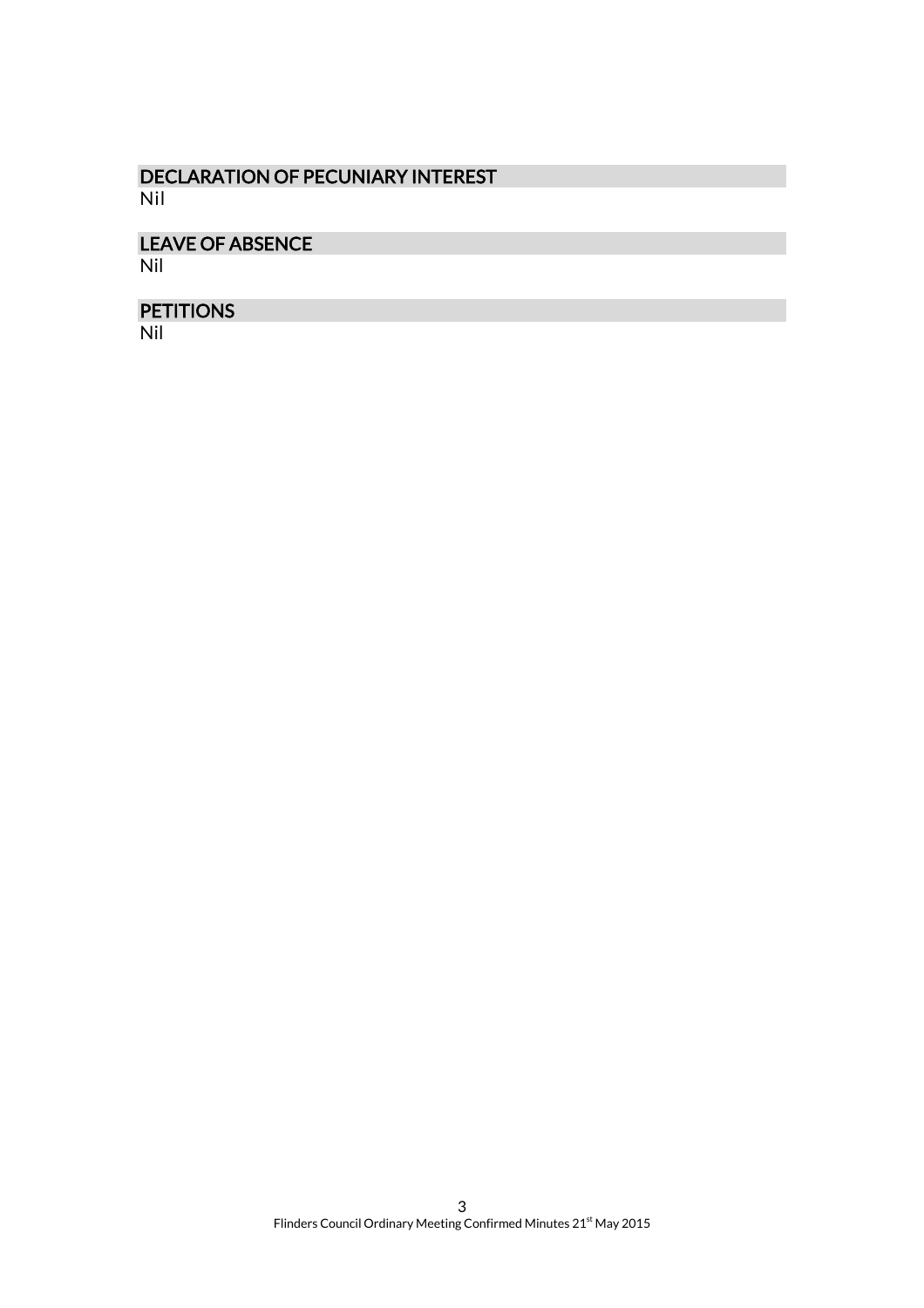## DECLARATION OF PECUNIARY INTEREST

Nil

## LEAVE OF ABSENCE

Nil

## PETITIONS

Nil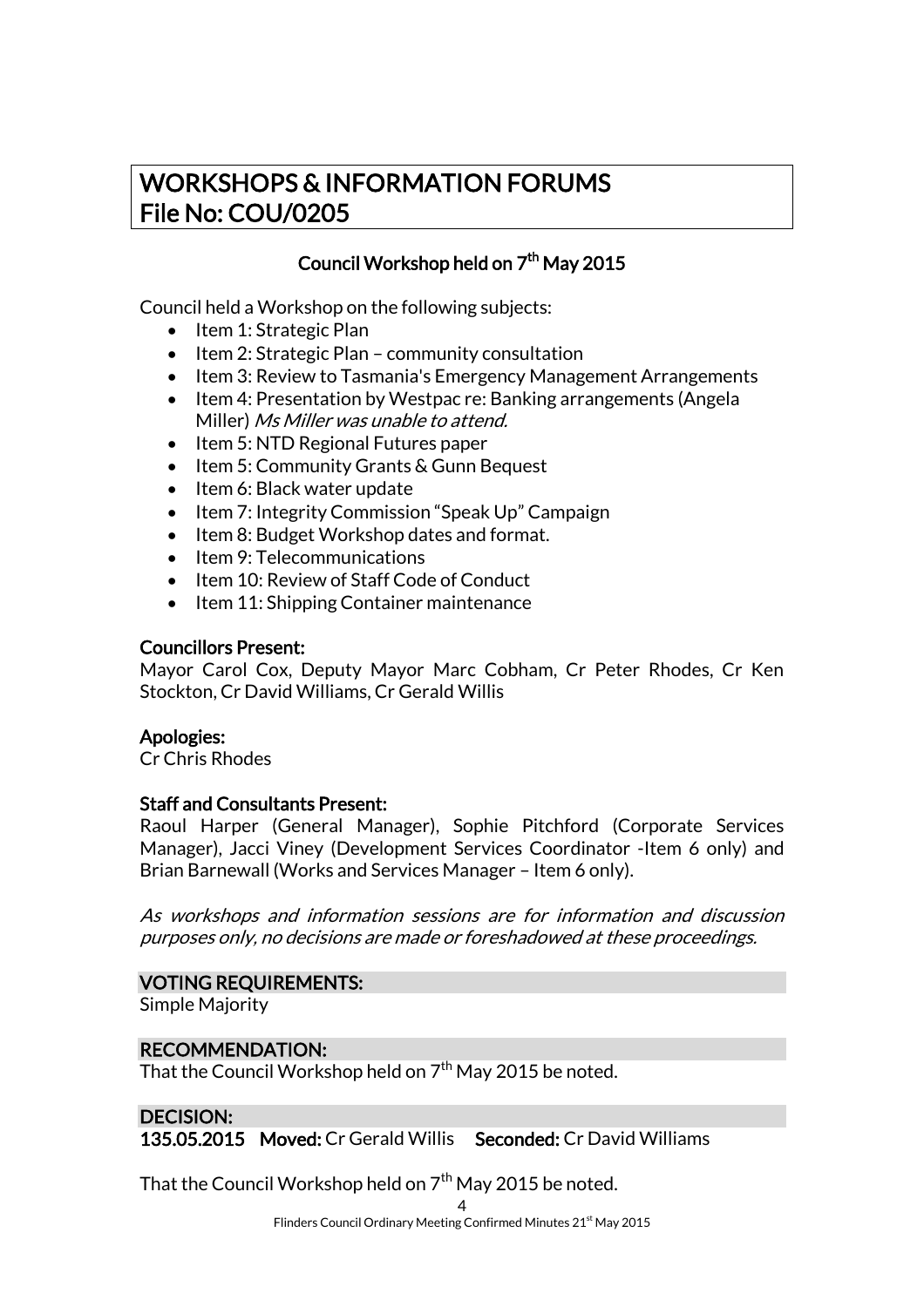# WORKSHOPS & INFORMATION FORUMS
# File No: COU/0205

### Council Workshop held on 7th May 2015

Council held a Workshop on the following subjects:

- Item 1: Strategic Plan
- Item 2: Strategic Plan – community consultation
- Item 3: Review to Tasmania's Emergency Management Arrangements
- Item 4: Presentation by Westpac re: Banking arrangements (Angela Miller) *Ms Miller was unable to attend.*
- Item 5: NTD Regional Futures paper
- Item 5: Community Grants & Gunn Bequest
- Item 6: Black water update
- Item 7: Integrity Commission "Speak Up" Campaign
- Item 8: Budget Workshop dates and format.
- Item 9: Telecommunications
- Item 10: Review of Staff Code of Conduct
- Item 11: Shipping Container maintenance

**Councillors Present:**
Mayor Carol Cox, Deputy Mayor Marc Cobham, Cr Peter Rhodes, Cr Ken Stockton, Cr David Williams, Cr Gerald Willis

**Apologies:**
Cr Chris Rhodes

**Staff and Consultants Present:**
Raoul Harper (General Manager), Sophie Pitchford (Corporate Services Manager), Jacci Viney (Development Services Coordinator -Item 6 only) and Brian Barnewall (Works and Services Manager – Item 6 only).

*As workshops and information sessions are for information and discussion purposes only, no decisions are made or foreshadowed at these proceedings.*

**VOTING REQUIREMENTS:**
Simple Majority

**RECOMMENDATION:**
That the Council Workshop held on 7th May 2015 be noted.

**DECISION:**
**135.05.2015 Moved:** Cr Gerald Willis **Seconded:** Cr David Williams

That the Council Workshop held on 7th May 2015 be noted.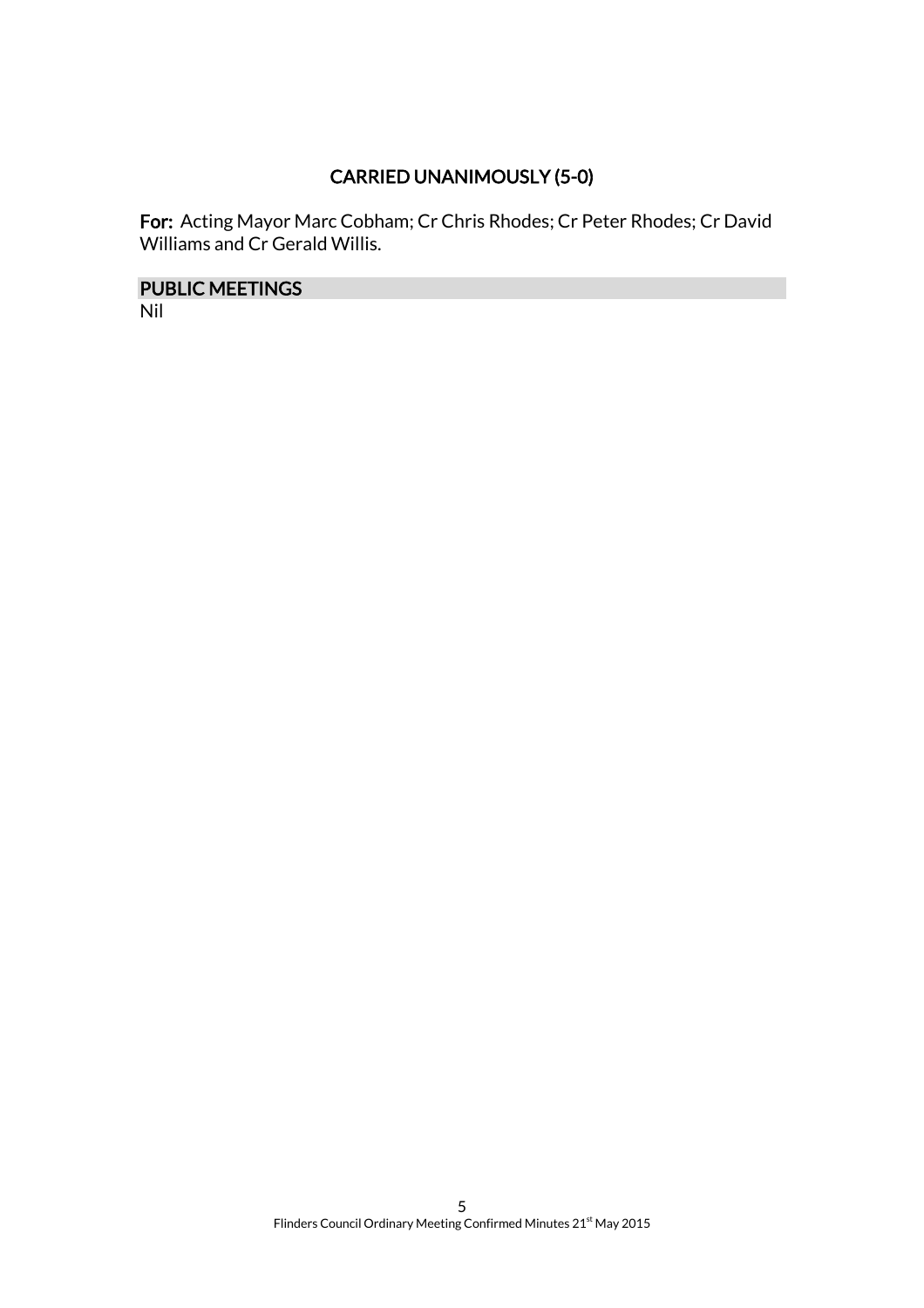**CARRIED UNANIMOUSLY (5-0)**

**For:** Acting Mayor Marc Cobham; Cr Chris Rhodes; Cr Peter Rhodes; Cr David Williams and Cr Gerald Willis.

## PUBLIC MEETINGS

Nil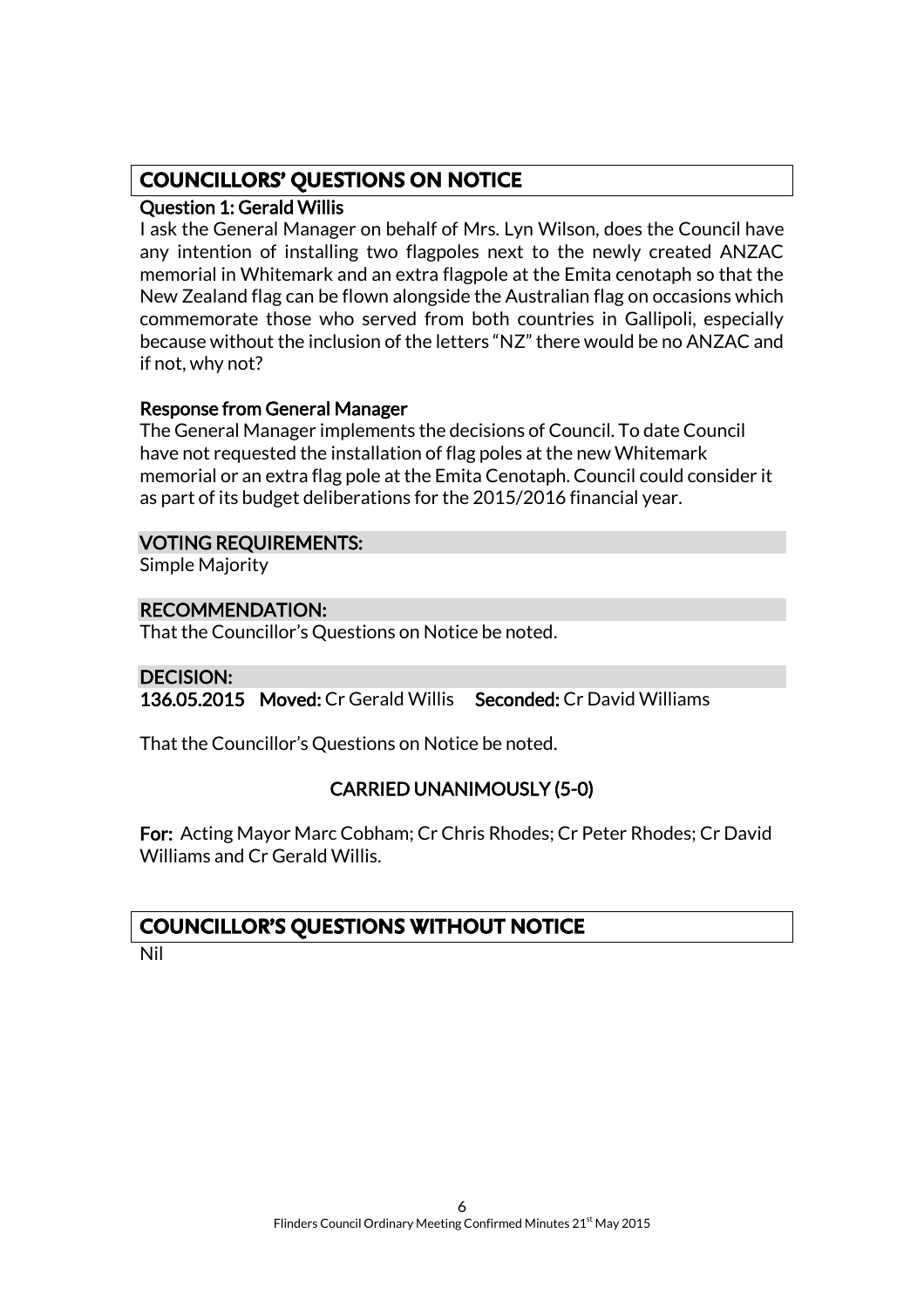## COUNCILLORS' QUESTIONS ON NOTICE

**Question 1: Gerald Willis**

I ask the General Manager on behalf of Mrs. Lyn Wilson, does the Council have any intention of installing two flagpoles next to the newly created ANZAC memorial in Whitemark and an extra flagpole at the Emita cenotaph so that the New Zealand flag can be flown alongside the Australian flag on occasions which commemorate those who served from both countries in Gallipoli, especially because without the inclusion of the letters "NZ" there would be no ANZAC and if not, why not?

**Response from General Manager**

The General Manager implements the decisions of Council. To date Council have not requested the installation of flag poles at the new Whitemark memorial or an extra flag pole at the Emita Cenotaph. Council could consider it as part of its budget deliberations for the 2015/2016 financial year.

**VOTING REQUIREMENTS:**

Simple Majority

**RECOMMENDATION:**

That the Councillor's Questions on Notice be noted.

**DECISION:**

**136.05.2015 Moved:** Cr Gerald Willis **Seconded:** Cr David Williams

That the Councillor's Questions on Notice be noted.

**CARRIED UNANIMOUSLY (5-0)**

**For:** Acting Mayor Marc Cobham; Cr Chris Rhodes; Cr Peter Rhodes; Cr David Williams and Cr Gerald Willis.

## COUNCILLOR'S QUESTIONS WITHOUT NOTICE

Nil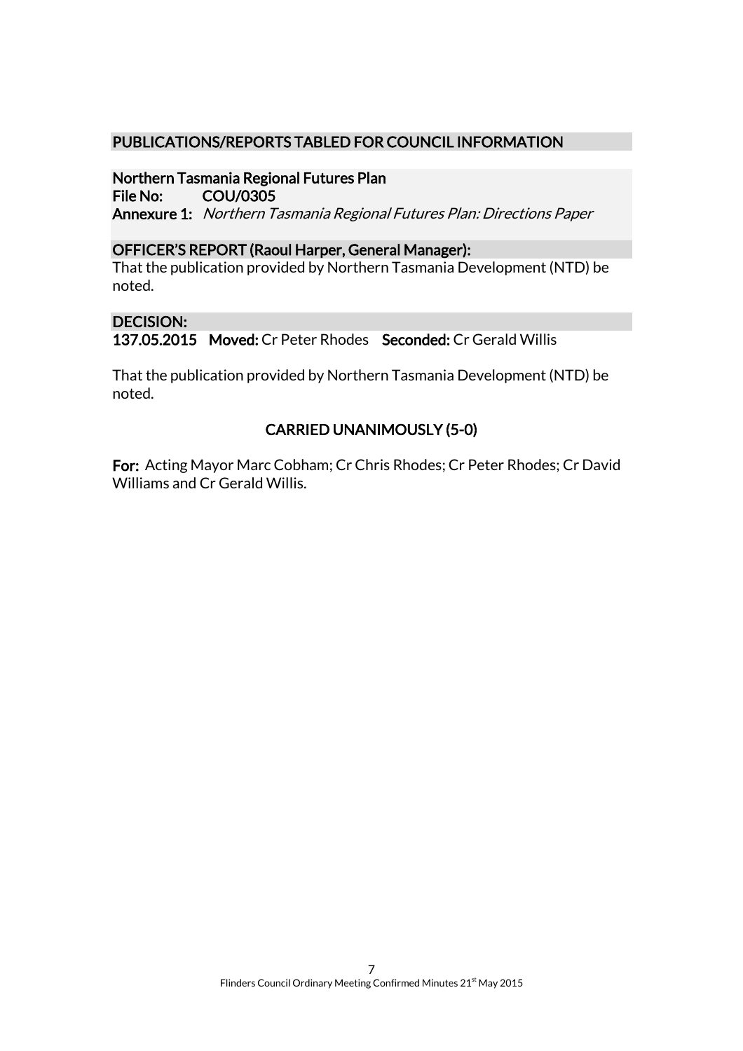## PUBLICATIONS/REPORTS TABLED FOR COUNCIL INFORMATION

### Northern Tasmania Regional Futures Plan

**File No:** COU/0305

**Annexure 1:** *Northern Tasmania Regional Futures Plan: Directions Paper*

### OFFICER'S REPORT (Raoul Harper, General Manager):

That the publication provided by Northern Tasmania Development (NTD) be noted.

### DECISION:

**137.05.2015** **Moved:** Cr Peter Rhodes **Seconded:** Cr Gerald Willis

That the publication provided by Northern Tasmania Development (NTD) be noted.

**CARRIED UNANIMOUSLY (5-0)**

**For:** Acting Mayor Marc Cobham; Cr Chris Rhodes; Cr Peter Rhodes; Cr David Williams and Cr Gerald Willis.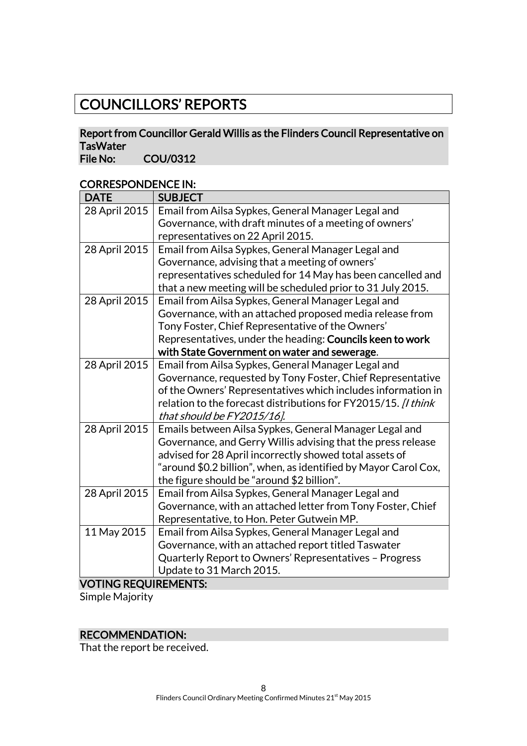# COUNCILLORS' REPORTS

## Report from Councillor Gerald Willis as the Flinders Council Representative on TasWater

**File No: COU/0312**

### CORRESPONDENCE IN:

| DATE | SUBJECT |
| --- | --- |
| 28 April 2015 | Email from Ailsa Sypkes, General Manager Legal and Governance, with draft minutes of a meeting of owners' representatives on 22 April 2015. |
| 28 April 2015 | Email from Ailsa Sypkes, General Manager Legal and Governance, advising that a meeting of owners' representatives scheduled for 14 May has been cancelled and that a new meeting will be scheduled prior to 31 July 2015. |
| 28 April 2015 | Email from Ailsa Sypkes, General Manager Legal and Governance, with an attached proposed media release from Tony Foster, Chief Representative of the Owners' Representatives, under the heading: **Councils keen to work with State Government on water and sewerage**. |
| 28 April 2015 | Email from Ailsa Sypkes, General Manager Legal and Governance, requested by Tony Foster, Chief Representative of the Owners' Representatives which includes information in relation to the forecast distributions for FY2015/15. *[I think that should be FY2015/16]*. |
| 28 April 2015 | Emails between Ailsa Sypkes, General Manager Legal and Governance, and Gerry Willis advising that the press release advised for 28 April incorrectly showed total assets of "around $0.2 billion", when, as identified by Mayor Carol Cox, the figure should be "around $2 billion". |
| 28 April 2015 | Email from Ailsa Sypkes, General Manager Legal and Governance, with an attached letter from Tony Foster, Chief Representative, to Hon. Peter Gutwein MP. |
| 11 May 2015 | Email from Ailsa Sypkes, General Manager Legal and Governance, with an attached report titled Taswater Quarterly Report to Owners' Representatives – Progress Update to 31 March 2015. |

### VOTING REQUIREMENTS:

Simple Majority

### RECOMMENDATION:

That the report be received.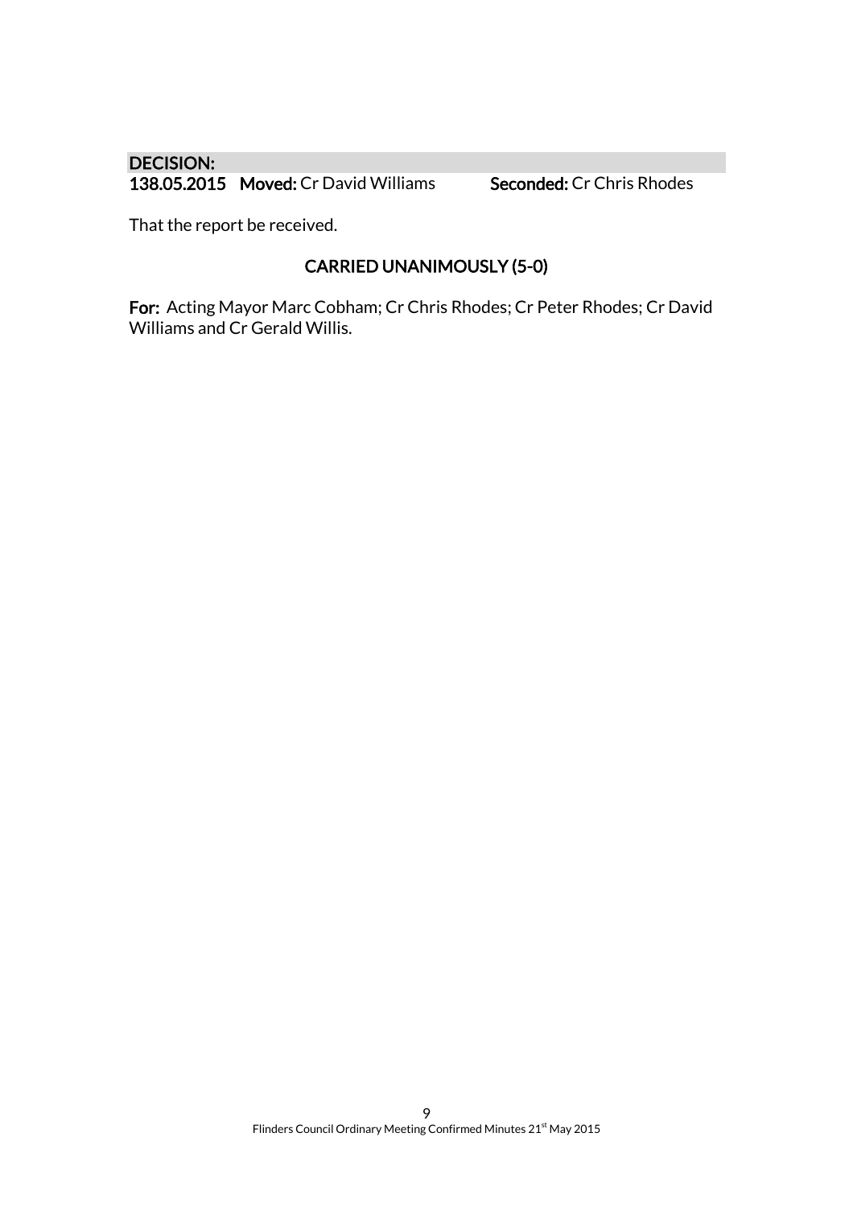**DECISION:**

**138.05.2015** **Moved:** Cr David Williams **Seconded:** Cr Chris Rhodes

That the report be received.

**CARRIED UNANIMOUSLY (5-0)**

**For:** Acting Mayor Marc Cobham; Cr Chris Rhodes; Cr Peter Rhodes; Cr David Williams and Cr Gerald Willis.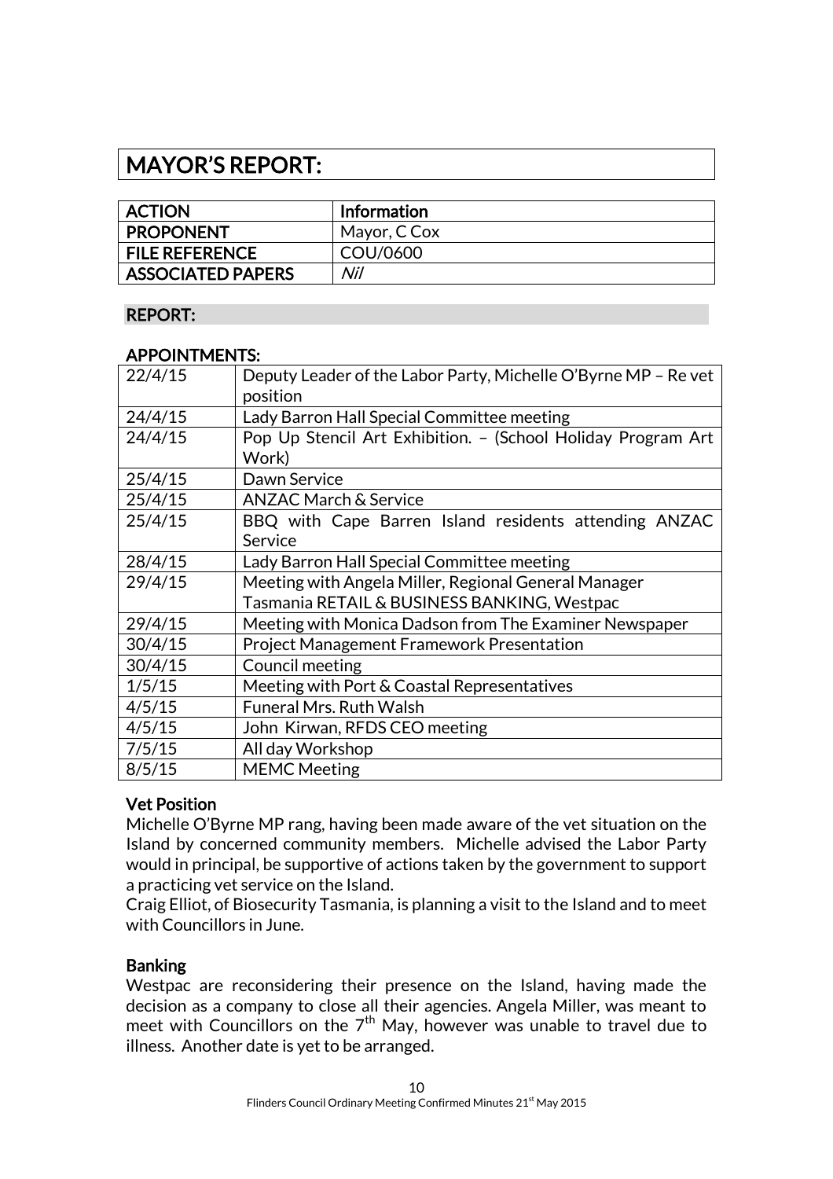# MAYOR'S REPORT:

| ACTION | Information |
|---|---|
| PROPONENT | Mayor, C Cox |
| FILE REFERENCE | COU/0600 |
| ASSOCIATED PAPERS | *Nil* |

## REPORT:

### APPOINTMENTS:

| | |
|---|---|
| 22/4/15 | Deputy Leader of the Labor Party, Michelle O'Byrne MP – Re vet position |
| 24/4/15 | Lady Barron Hall Special Committee meeting |
| 24/4/15 | Pop Up Stencil Art Exhibition. – (School Holiday Program Art Work) |
| 25/4/15 | Dawn Service |
| 25/4/15 | ANZAC March & Service |
| 25/4/15 | BBQ with Cape Barren Island residents attending ANZAC Service |
| 28/4/15 | Lady Barron Hall Special Committee meeting |
| 29/4/15 | Meeting with Angela Miller, Regional General Manager Tasmania RETAIL & BUSINESS BANKING, Westpac |
| 29/4/15 | Meeting with Monica Dadson from The Examiner Newspaper |
| 30/4/15 | Project Management Framework Presentation |
| 30/4/15 | Council meeting |
| 1/5/15 | Meeting with Port & Coastal Representatives |
| 4/5/15 | Funeral Mrs. Ruth Walsh |
| 4/5/15 | John Kirwan, RFDS CEO meeting |
| 7/5/15 | All day Workshop |
| 8/5/15 | MEMC Meeting |

**Vet Position**

Michelle O'Byrne MP rang, having been made aware of the vet situation on the Island by concerned community members. Michelle advised the Labor Party would in principal, be supportive of actions taken by the government to support a practicing vet service on the Island.

Craig Elliot, of Biosecurity Tasmania, is planning a visit to the Island and to meet with Councillors in June.

**Banking**

Westpac are reconsidering their presence on the Island, having made the decision as a company to close all their agencies. Angela Miller, was meant to meet with Councillors on the 7th May, however was unable to travel due to illness. Another date is yet to be arranged.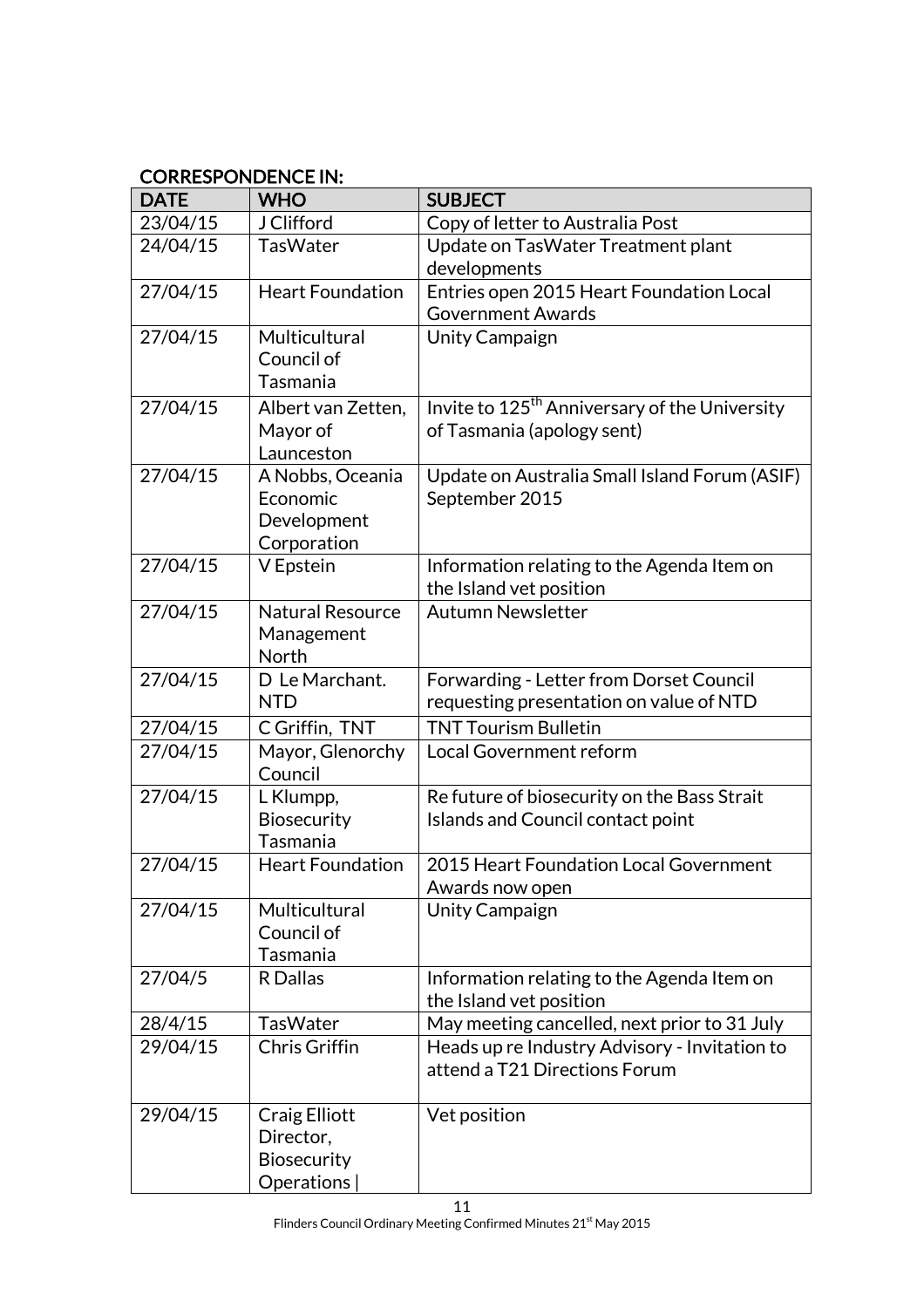## CORRESPONDENCE IN:

| DATE | WHO | SUBJECT |
|---|---|---|
| 23/04/15 | J Clifford | Copy of letter to Australia Post |
| 24/04/15 | TasWater | Update on TasWater Treatment plant developments |
| 27/04/15 | Heart Foundation | Entries open 2015 Heart Foundation Local Government Awards |
| 27/04/15 | Multicultural Council of Tasmania | Unity Campaign |
| 27/04/15 | Albert van Zetten, Mayor of Launceston | Invite to 125th Anniversary of the University of Tasmania (apology sent) |
| 27/04/15 | A Nobbs, Oceania Economic Development Corporation | Update on Australia Small Island Forum (ASIF) September 2015 |
| 27/04/15 | V Epstein | Information relating to the Agenda Item on the Island vet position |
| 27/04/15 | Natural Resource Management North | Autumn Newsletter |
| 27/04/15 | D Le Marchant. NTD | Forwarding - Letter from Dorset Council requesting presentation on value of NTD |
| 27/04/15 | C Griffin, TNT | TNT Tourism Bulletin |
| 27/04/15 | Mayor, Glenorchy Council | Local Government reform |
| 27/04/15 | L Klumpp, Biosecurity Tasmania | Re future of biosecurity on the Bass Strait Islands and Council contact point |
| 27/04/15 | Heart Foundation | 2015 Heart Foundation Local Government Awards now open |
| 27/04/15 | Multicultural Council of Tasmania | Unity Campaign |
| 27/04/5 | R Dallas | Information relating to the Agenda Item on the Island vet position |
| 28/4/15 | TasWater | May meeting cancelled, next prior to 31 July |
| 29/04/15 | Chris Griffin | Heads up re Industry Advisory - Invitation to attend a T21 Directions Forum |
| 29/04/15 | Craig Elliott Director, Biosecurity Operations \| | Vet position |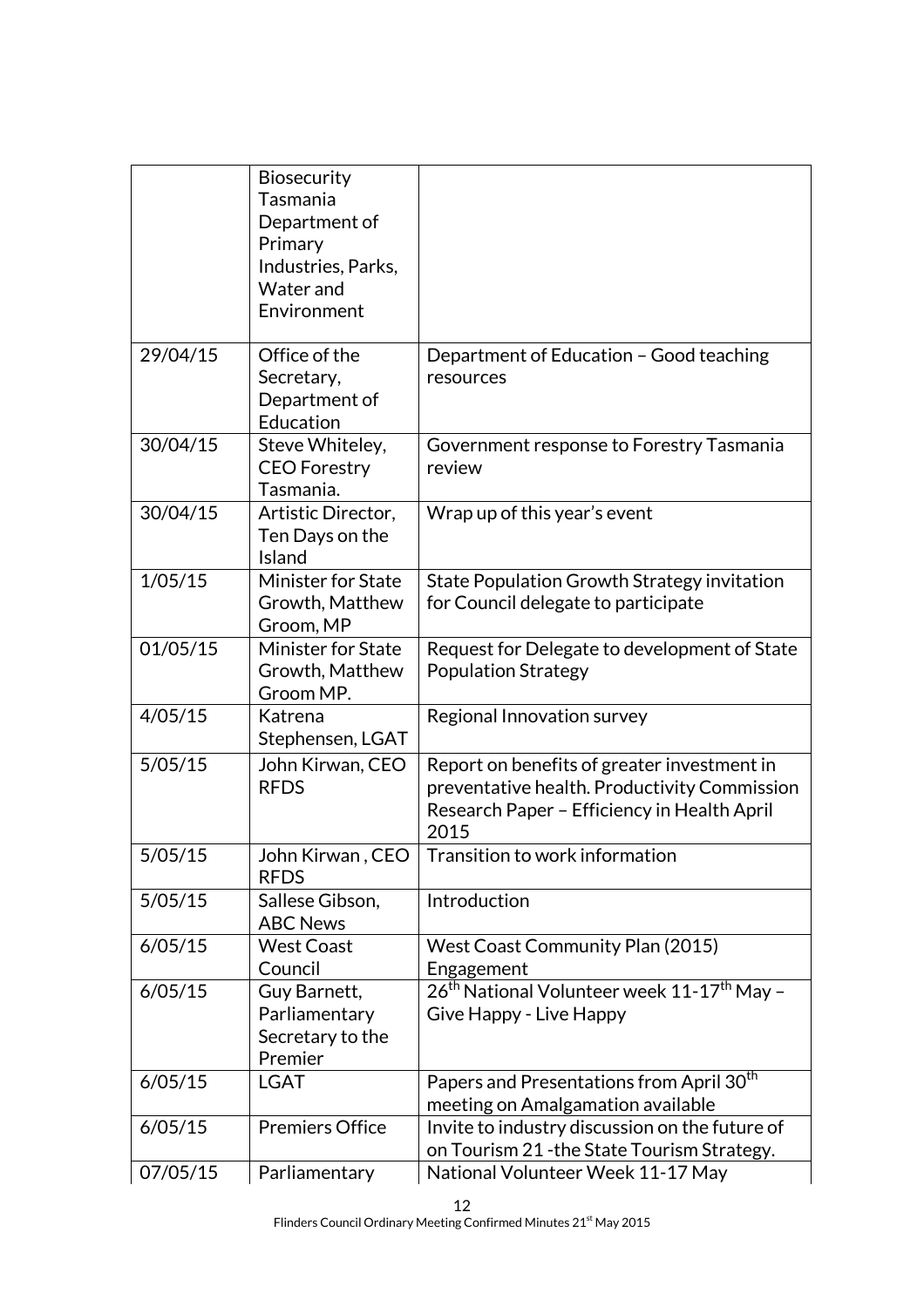|  |  |  |
|---|---|---|
|  | Biosecurity Tasmania Department of Primary Industries, Parks, Water and Environment |  |
| 29/04/15 | Office of the Secretary, Department of Education | Department of Education – Good teaching resources |
| 30/04/15 | Steve Whiteley, CEO Forestry Tasmania. | Government response to Forestry Tasmania review |
| 30/04/15 | Artistic Director, Ten Days on the Island | Wrap up of this year's event |
| 1/05/15 | Minister for State Growth, Matthew Groom, MP | State Population Growth Strategy invitation for Council delegate to participate |
| 01/05/15 | Minister for State Growth, Matthew Groom MP. | Request for Delegate to development of State Population Strategy |
| 4/05/15 | Katrena Stephensen, LGAT | Regional Innovation survey |
| 5/05/15 | John Kirwan, CEO RFDS | Report on benefits of greater investment in preventative health. Productivity Commission Research Paper – Efficiency in Health April 2015 |
| 5/05/15 | John Kirwan , CEO RFDS | Transition to work information |
| 5/05/15 | Sallese Gibson, ABC News | Introduction |
| 6/05/15 | West Coast Council | West Coast Community Plan (2015) Engagement |
| 6/05/15 | Guy Barnett, Parliamentary Secretary to the Premier | 26th National Volunteer week 11-17th May – Give Happy - Live Happy |
| 6/05/15 | LGAT | Papers and Presentations from April 30th meeting on Amalgamation available |
| 6/05/15 | Premiers Office | Invite to industry discussion on the future of on Tourism 21 -the State Tourism Strategy. |
| 07/05/15 | Parliamentary | National Volunteer Week 11-17 May |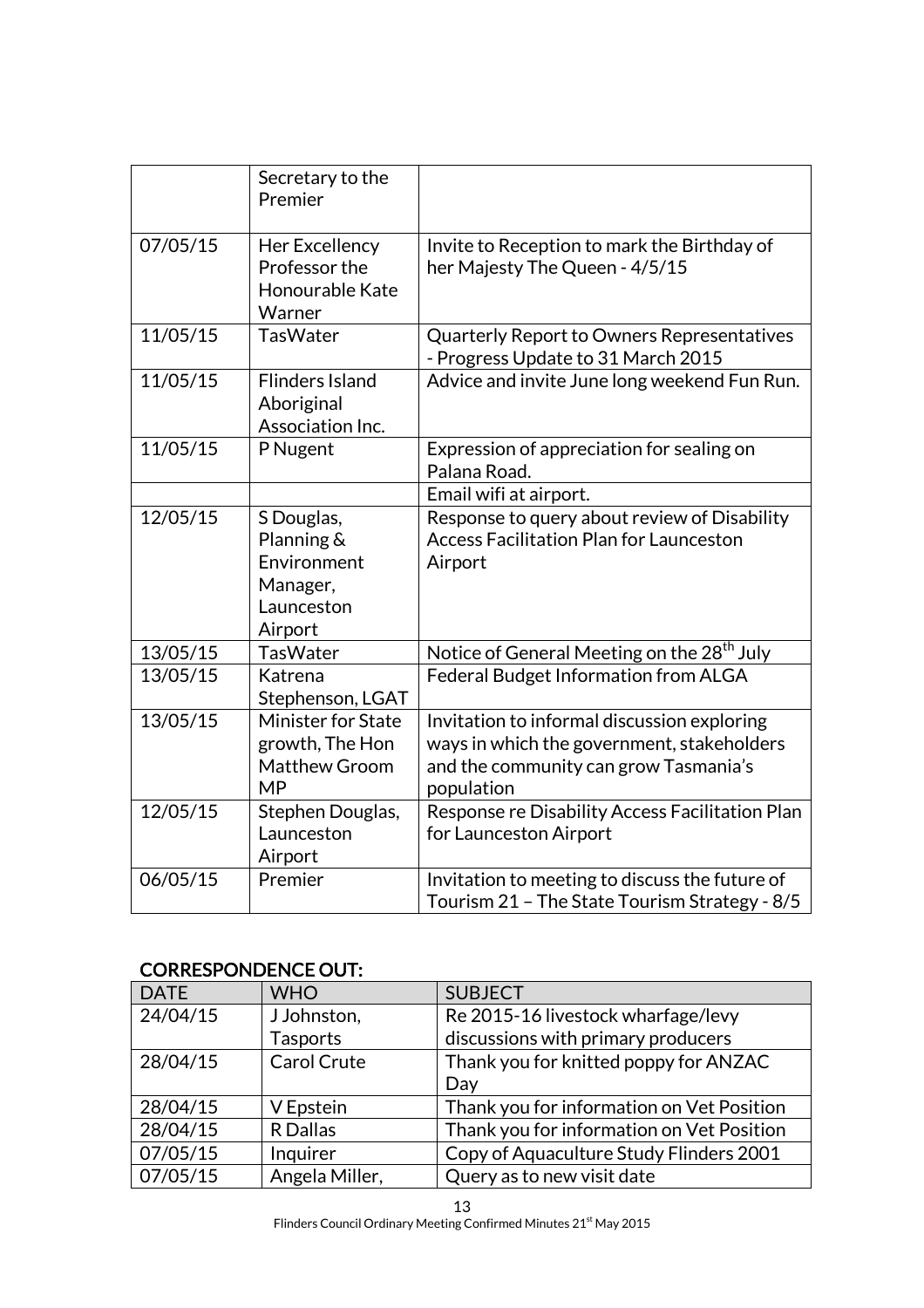| | | |
|---|---|---|
| | Secretary to the Premier | |
| 07/05/15 | Her Excellency Professor the Honourable Kate Warner | Invite to Reception to mark the Birthday of her Majesty The Queen - 4/5/15 |
| 11/05/15 | TasWater | Quarterly Report to Owners Representatives - Progress Update to 31 March 2015 |
| 11/05/15 | Flinders Island Aboriginal Association Inc. | Advice and invite June long weekend Fun Run. |
| 11/05/15 | P Nugent | Expression of appreciation for sealing on Palana Road. |
| | | Email wifi at airport. |
| 12/05/15 | S Douglas, Planning & Environment Manager, Launceston Airport | Response to query about review of Disability Access Facilitation Plan for Launceston Airport |
| 13/05/15 | TasWater | Notice of General Meeting on the 28th July |
| 13/05/15 | Katrena Stephenson, LGAT | Federal Budget Information from ALGA |
| 13/05/15 | Minister for State growth, The Hon Matthew Groom MP | Invitation to informal discussion exploring ways in which the government, stakeholders and the community can grow Tasmania's population |
| 12/05/15 | Stephen Douglas, Launceston Airport | Response re Disability Access Facilitation Plan for Launceston Airport |
| 06/05/15 | Premier | Invitation to meeting to discuss the future of Tourism 21 – The State Tourism Strategy - 8/5 |

**CORRESPONDENCE OUT:**

| DATE | WHO | SUBJECT |
|---|---|---|
| 24/04/15 | J Johnston, Tasports | Re 2015-16 livestock wharfage/levy discussions with primary producers |
| 28/04/15 | Carol Crute | Thank you for knitted poppy for ANZAC Day |
| 28/04/15 | V Epstein | Thank you for information on Vet Position |
| 28/04/15 | R Dallas | Thank you for information on Vet Position |
| 07/05/15 | Inquirer | Copy of Aquaculture Study Flinders 2001 |
| 07/05/15 | Angela Miller, | Query as to new visit date |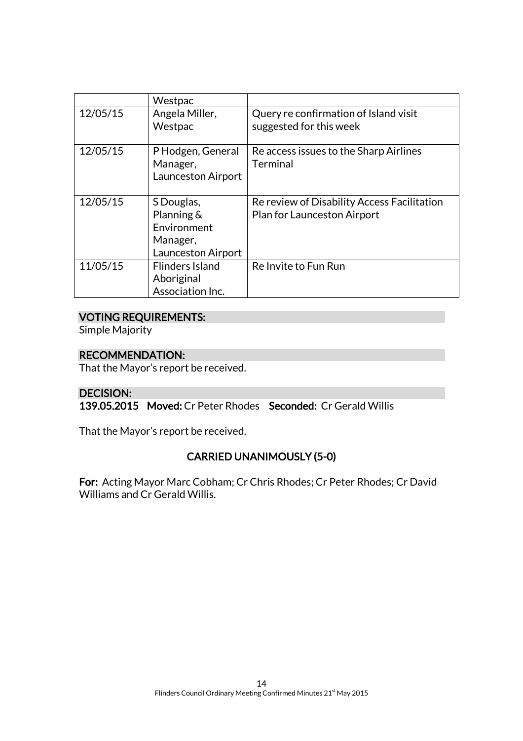|  | Westpac |  |
|---|---|---|
| 12/05/15 | Angela Miller, Westpac | Query re confirmation of Island visit suggested for this week |
| 12/05/15 | P Hodgen, General Manager, Launceston Airport | Re access issues to the Sharp Airlines Terminal |
| 12/05/15 | S Douglas, Planning & Environment Manager, Launceston Airport | Re review of Disability Access Facilitation Plan for Launceston Airport |
| 11/05/15 | Flinders Island Aboriginal Association Inc. | Re Invite to Fun Run |

**VOTING REQUIREMENTS:**
Simple Majority

**RECOMMENDATION:**
That the Mayor's report be received.

**DECISION:**
**139.05.2015 Moved:** Cr Peter Rhodes **Seconded:** Cr Gerald Willis

That the Mayor's report be received.

**CARRIED UNANIMOUSLY (5-0)**

**For:** Acting Mayor Marc Cobham; Cr Chris Rhodes; Cr Peter Rhodes; Cr David Williams and Cr Gerald Willis.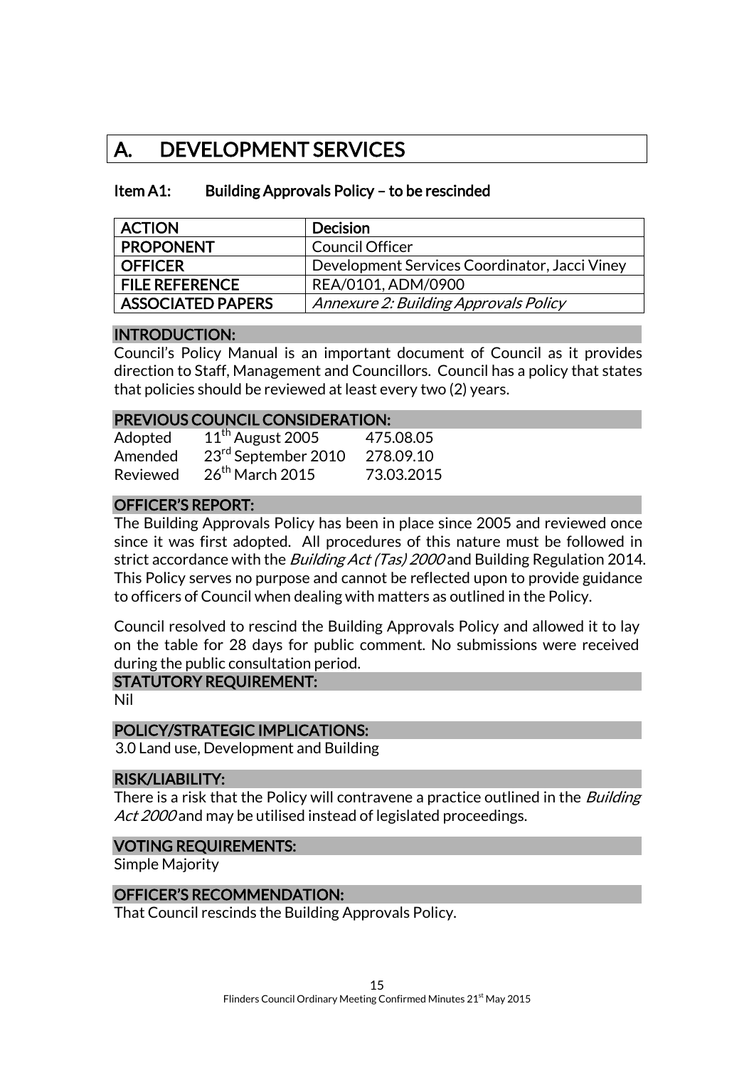# A. DEVELOPMENT SERVICES

## Item A1: Building Approvals Policy – to be rescinded

| ACTION | Decision |
| --- | --- |
| PROPONENT | Council Officer |
| OFFICER | Development Services Coordinator, Jacci Viney |
| FILE REFERENCE | REA/0101, ADM/0900 |
| ASSOCIATED PAPERS | *Annexure 2: Building Approvals Policy* |

### INTRODUCTION:

Council's Policy Manual is an important document of Council as it provides direction to Staff, Management and Councillors. Council has a policy that states that policies should be reviewed at least every two (2) years.

### PREVIOUS COUNCIL CONSIDERATION:

| | | |
| --- | --- | --- |
| Adopted | 11th August 2005 | 475.08.05 |
| Amended | 23rd September 2010 | 278.09.10 |
| Reviewed | 26th March 2015 | 73.03.2015 |

### OFFICER'S REPORT:

The Building Approvals Policy has been in place since 2005 and reviewed once since it was first adopted. All procedures of this nature must be followed in strict accordance with the *Building Act (Tas) 2000* and Building Regulation 2014. This Policy serves no purpose and cannot be reflected upon to provide guidance to officers of Council when dealing with matters as outlined in the Policy.

Council resolved to rescind the Building Approvals Policy and allowed it to lay on the table for 28 days for public comment. No submissions were received during the public consultation period.

### STATUTORY REQUIREMENT:

Nil

### POLICY/STRATEGIC IMPLICATIONS:

3.0 Land use, Development and Building

### RISK/LIABILITY:

There is a risk that the Policy will contravene a practice outlined in the *Building Act 2000* and may be utilised instead of legislated proceedings.

### VOTING REQUIREMENTS:

Simple Majority

### OFFICER'S RECOMMENDATION:

That Council rescinds the Building Approvals Policy.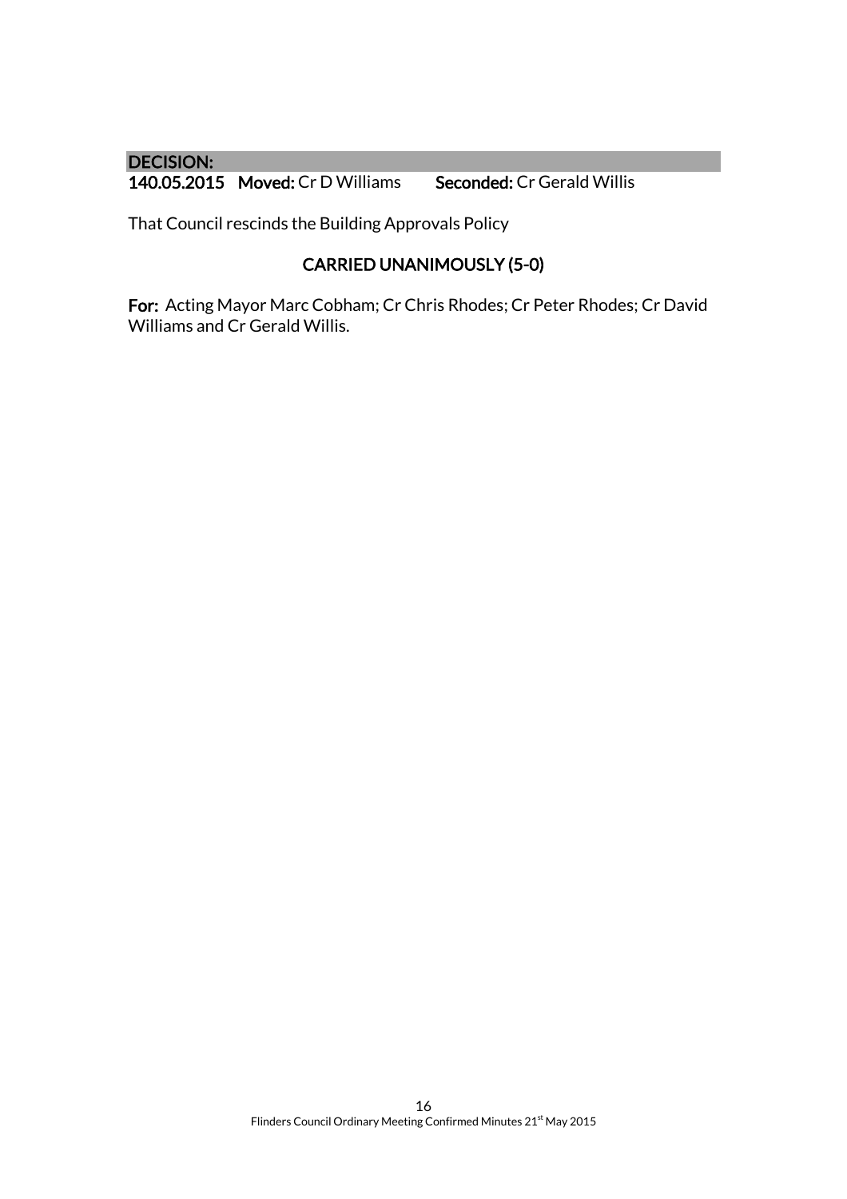**DECISION:**

**140.05.2015 Moved:** Cr D Williams **Seconded:** Cr Gerald Willis

That Council rescinds the Building Approvals Policy

**CARRIED UNANIMOUSLY (5-0)**

**For:** Acting Mayor Marc Cobham; Cr Chris Rhodes; Cr Peter Rhodes; Cr David Williams and Cr Gerald Willis.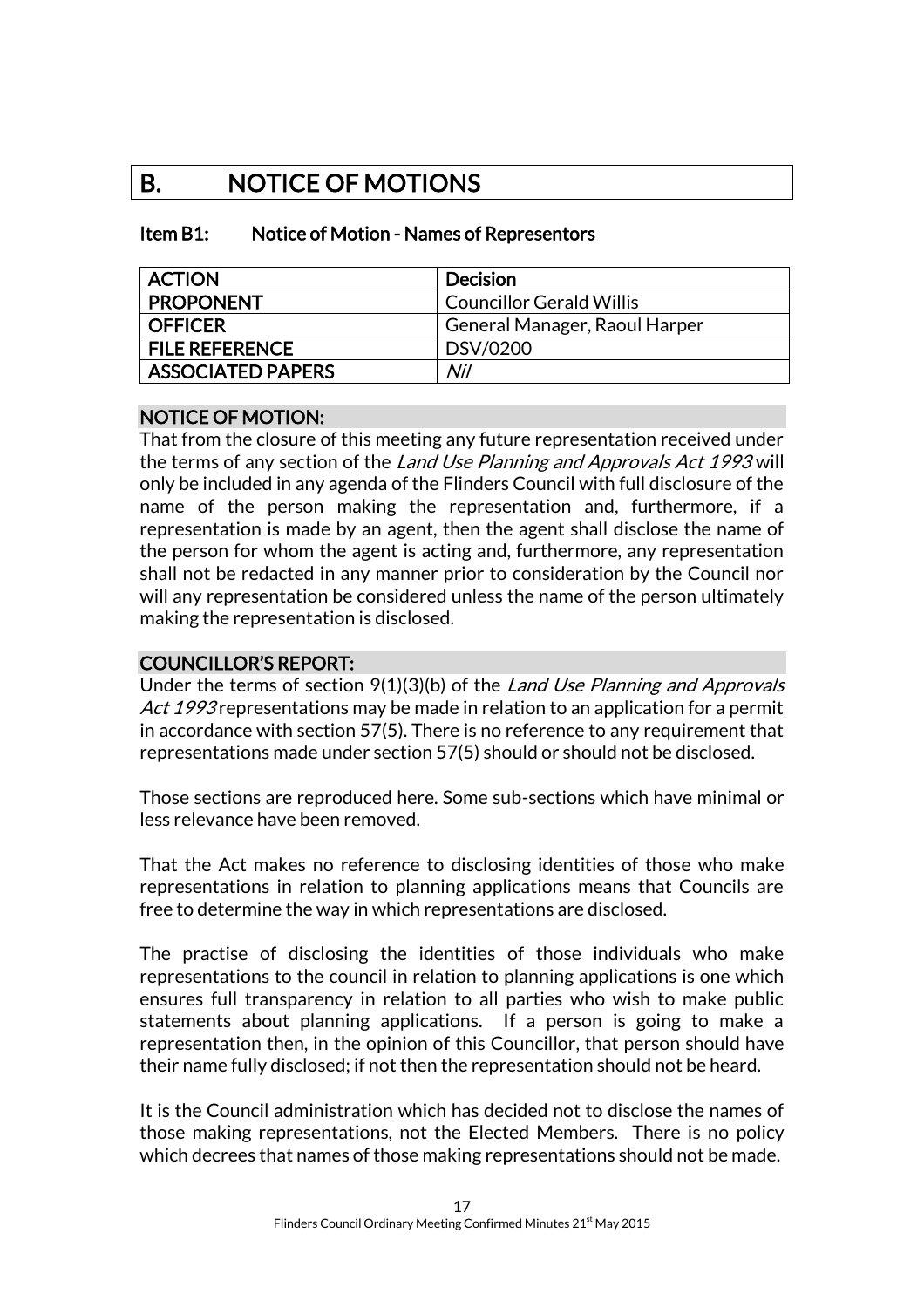# B. NOTICE OF MOTIONS

## Item B1: Notice of Motion - Names of Representors

| ACTION | Decision |
|---|---|
| PROPONENT | Councillor Gerald Willis |
| OFFICER | General Manager, Raoul Harper |
| FILE REFERENCE | DSV/0200 |
| ASSOCIATED PAPERS | *Nil* |

### NOTICE OF MOTION:

That from the closure of this meeting any future representation received under the terms of any section of the *Land Use Planning and Approvals Act 1993* will only be included in any agenda of the Flinders Council with full disclosure of the name of the person making the representation and, furthermore, if a representation is made by an agent, then the agent shall disclose the name of the person for whom the agent is acting and, furthermore, any representation shall not be redacted in any manner prior to consideration by the Council nor will any representation be considered unless the name of the person ultimately making the representation is disclosed.

### COUNCILLOR'S REPORT:

Under the terms of section 9(1)(3)(b) of the *Land Use Planning and Approvals Act 1993* representations may be made in relation to an application for a permit in accordance with section 57(5). There is no reference to any requirement that representations made under section 57(5) should or should not be disclosed.

Those sections are reproduced here. Some sub-sections which have minimal or less relevance have been removed.

That the Act makes no reference to disclosing identities of those who make representations in relation to planning applications means that Councils are free to determine the way in which representations are disclosed.

The practise of disclosing the identities of those individuals who make representations to the council in relation to planning applications is one which ensures full transparency in relation to all parties who wish to make public statements about planning applications. If a person is going to make a representation then, in the opinion of this Councillor, that person should have their name fully disclosed; if not then the representation should not be heard.

It is the Council administration which has decided not to disclose the names of those making representations, not the Elected Members. There is no policy which decrees that names of those making representations should not be made.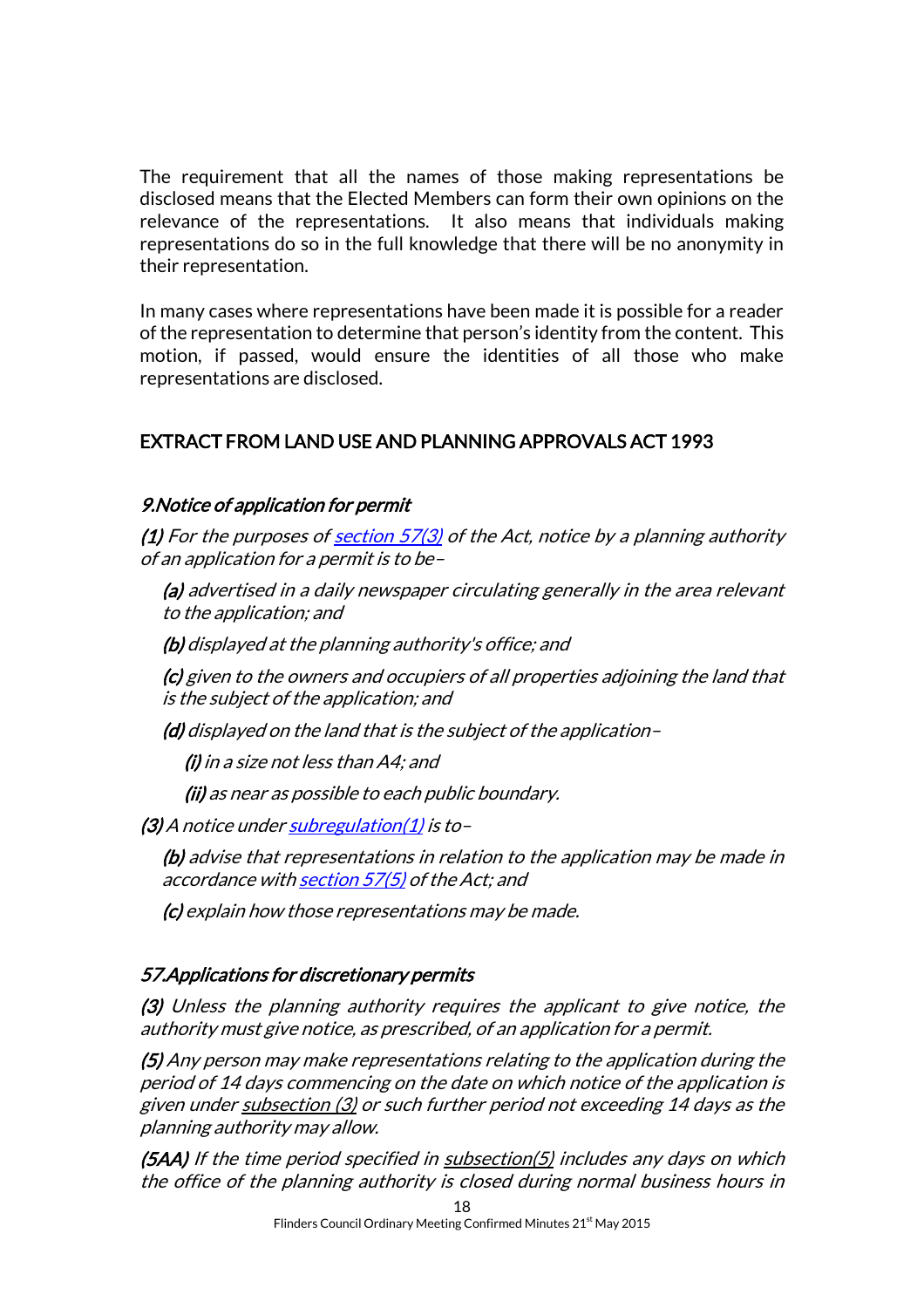The requirement that all the names of those making representations be disclosed means that the Elected Members can form their own opinions on the relevance of the representations. It also means that individuals making representations do so in the full knowledge that there will be no anonymity in their representation.

In many cases where representations have been made it is possible for a reader of the representation to determine that person's identity from the content. This motion, if passed, would ensure the identities of all those who make representations are disclosed.

## EXTRACT FROM LAND USE AND PLANNING APPROVALS ACT 1993

### *9.Notice of application for permit*

***(1)*** *For the purposes of section 57(3) of the Act, notice by a planning authority of an application for a permit is to be–*

> ***(a)*** *advertised in a daily newspaper circulating generally in the area relevant to the application; and*
>
> ***(b)*** *displayed at the planning authority's office; and*
>
> ***(c)*** *given to the owners and occupiers of all properties adjoining the land that is the subject of the application; and*
>
> ***(d)*** *displayed on the land that is the subject of the application–*
>
> > ***(i)*** *in a size not less than A4; and*
> >
> > ***(ii)*** *as near as possible to each public boundary.*

***(3)*** *A notice under subregulation(1) is to–*

> ***(b)*** *advise that representations in relation to the application may be made in accordance with section 57(5) of the Act; and*
>
> ***(c)*** *explain how those representations may be made.*

### *57.Applications for discretionary permits*

***(3)*** *Unless the planning authority requires the applicant to give notice, the authority must give notice, as prescribed, of an application for a permit.*

***(5)*** *Any person may make representations relating to the application during the period of 14 days commencing on the date on which notice of the application is given under subsection (3) or such further period not exceeding 14 days as the planning authority may allow.*

***(5AA)*** *If the time period specified in subsection(5) includes any days on which the office of the planning authority is closed during normal business hours in*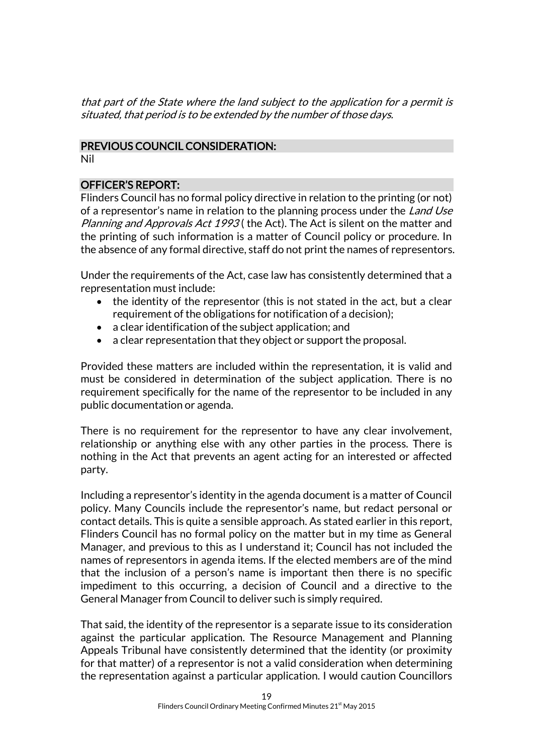*that part of the State where the land subject to the application for a permit is situated, that period is to be extended by the number of those days.*

## PREVIOUS COUNCIL CONSIDERATION:

Nil

## OFFICER'S REPORT:

Flinders Council has no formal policy directive in relation to the printing (or not) of a representor's name in relation to the planning process under the *Land Use Planning and Approvals Act 1993* ( the Act). The Act is silent on the matter and the printing of such information is a matter of Council policy or procedure. In the absence of any formal directive, staff do not print the names of representors.

Under the requirements of the Act, case law has consistently determined that a representation must include:

- the identity of the representor (this is not stated in the act, but a clear requirement of the obligations for notification of a decision);
- a clear identification of the subject application; and
- a clear representation that they object or support the proposal.

Provided these matters are included within the representation, it is valid and must be considered in determination of the subject application. There is no requirement specifically for the name of the representor to be included in any public documentation or agenda.

There is no requirement for the representor to have any clear involvement, relationship or anything else with any other parties in the process. There is nothing in the Act that prevents an agent acting for an interested or affected party.

Including a representor's identity in the agenda document is a matter of Council policy. Many Councils include the representor's name, but redact personal or contact details. This is quite a sensible approach. As stated earlier in this report, Flinders Council has no formal policy on the matter but in my time as General Manager, and previous to this as I understand it; Council has not included the names of representors in agenda items. If the elected members are of the mind that the inclusion of a person's name is important then there is no specific impediment to this occurring, a decision of Council and a directive to the General Manager from Council to deliver such is simply required.

That said, the identity of the representor is a separate issue to its consideration against the particular application. The Resource Management and Planning Appeals Tribunal have consistently determined that the identity (or proximity for that matter) of a representor is not a valid consideration when determining the representation against a particular application. I would caution Councillors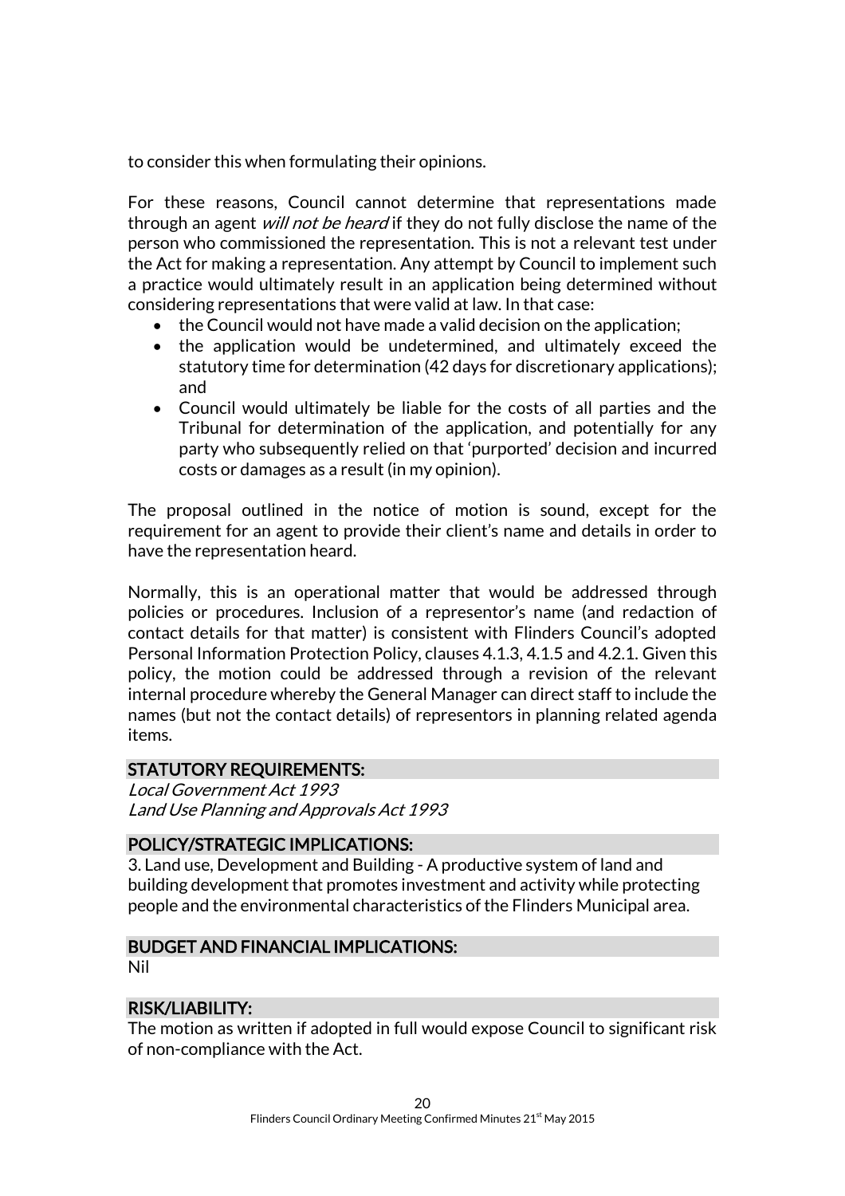to consider this when formulating their opinions.

For these reasons, Council cannot determine that representations made through an agent *will not be heard* if they do not fully disclose the name of the person who commissioned the representation. This is not a relevant test under the Act for making a representation. Any attempt by Council to implement such a practice would ultimately result in an application being determined without considering representations that were valid at law. In that case:

- the Council would not have made a valid decision on the application;
- the application would be undetermined, and ultimately exceed the statutory time for determination (42 days for discretionary applications); and
- Council would ultimately be liable for the costs of all parties and the Tribunal for determination of the application, and potentially for any party who subsequently relied on that 'purported' decision and incurred costs or damages as a result (in my opinion).

The proposal outlined in the notice of motion is sound, except for the requirement for an agent to provide their client's name and details in order to have the representation heard.

Normally, this is an operational matter that would be addressed through policies or procedures. Inclusion of a representor's name (and redaction of contact details for that matter) is consistent with Flinders Council's adopted Personal Information Protection Policy, clauses 4.1.3, 4.1.5 and 4.2.1. Given this policy, the motion could be addressed through a revision of the relevant internal procedure whereby the General Manager can direct staff to include the names (but not the contact details) of representors in planning related agenda items.

## STATUTORY REQUIREMENTS:

*Local Government Act 1993*
*Land Use Planning and Approvals Act 1993*

## POLICY/STRATEGIC IMPLICATIONS:

3. Land use, Development and Building - A productive system of land and building development that promotes investment and activity while protecting people and the environmental characteristics of the Flinders Municipal area.

## BUDGET AND FINANCIAL IMPLICATIONS:

Nil

## RISK/LIABILITY:

The motion as written if adopted in full would expose Council to significant risk of non-compliance with the Act.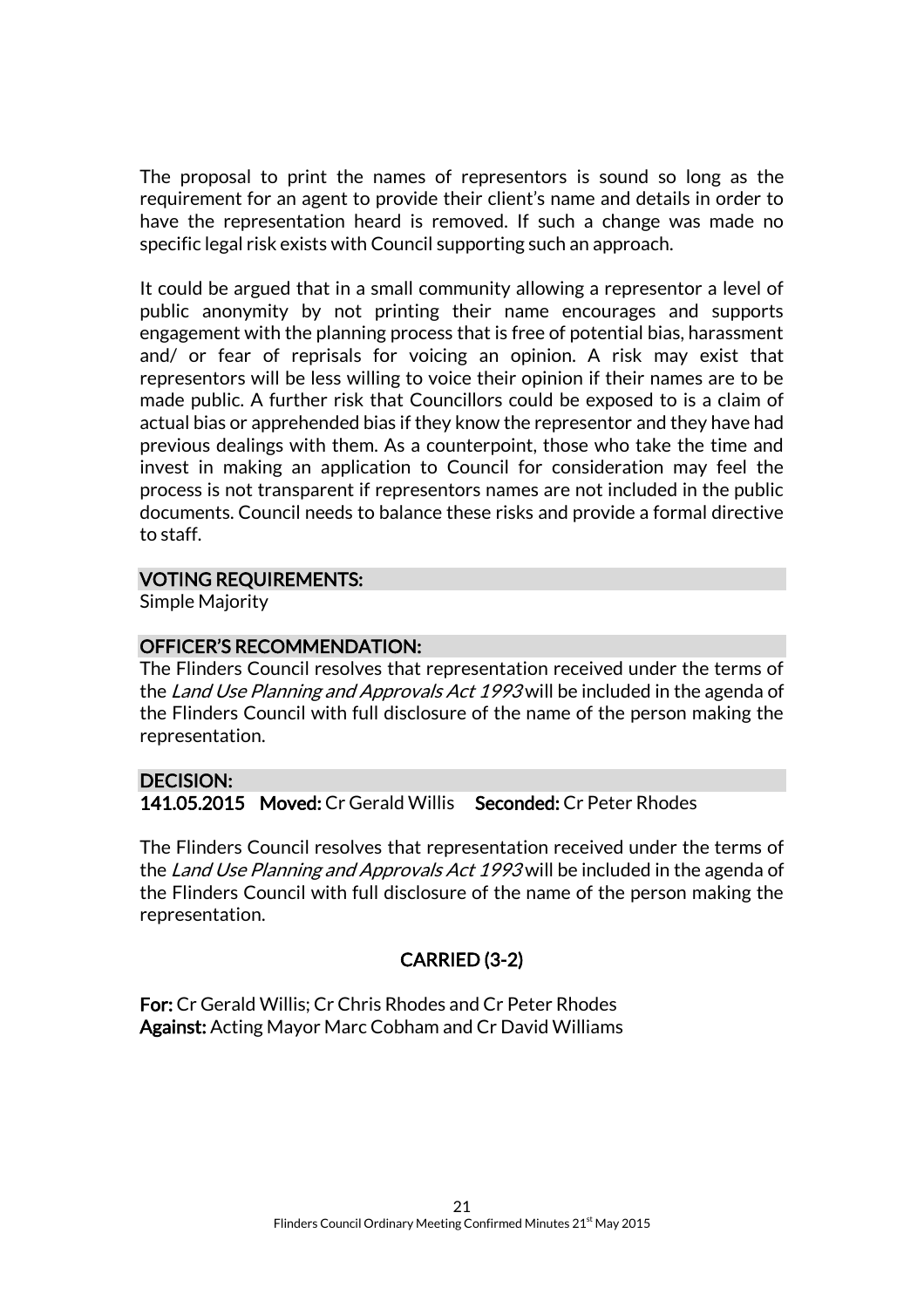The proposal to print the names of representors is sound so long as the requirement for an agent to provide their client's name and details in order to have the representation heard is removed. If such a change was made no specific legal risk exists with Council supporting such an approach.

It could be argued that in a small community allowing a representor a level of public anonymity by not printing their name encourages and supports engagement with the planning process that is free of potential bias, harassment and/ or fear of reprisals for voicing an opinion. A risk may exist that representors will be less willing to voice their opinion if their names are to be made public. A further risk that Councillors could be exposed to is a claim of actual bias or apprehended bias if they know the representor and they have had previous dealings with them. As a counterpoint, those who take the time and invest in making an application to Council for consideration may feel the process is not transparent if representors names are not included in the public documents. Council needs to balance these risks and provide a formal directive to staff.

**VOTING REQUIREMENTS:**

Simple Majority

**OFFICER'S RECOMMENDATION:**

The Flinders Council resolves that representation received under the terms of the *Land Use Planning and Approvals Act 1993* will be included in the agenda of the Flinders Council with full disclosure of the name of the person making the representation.

**DECISION:**

**141.05.2015 Moved:** Cr Gerald Willis **Seconded:** Cr Peter Rhodes

The Flinders Council resolves that representation received under the terms of the *Land Use Planning and Approvals Act 1993* will be included in the agenda of the Flinders Council with full disclosure of the name of the person making the representation.

**CARRIED (3-2)**

**For:** Cr Gerald Willis; Cr Chris Rhodes and Cr Peter Rhodes
**Against:** Acting Mayor Marc Cobham and Cr David Williams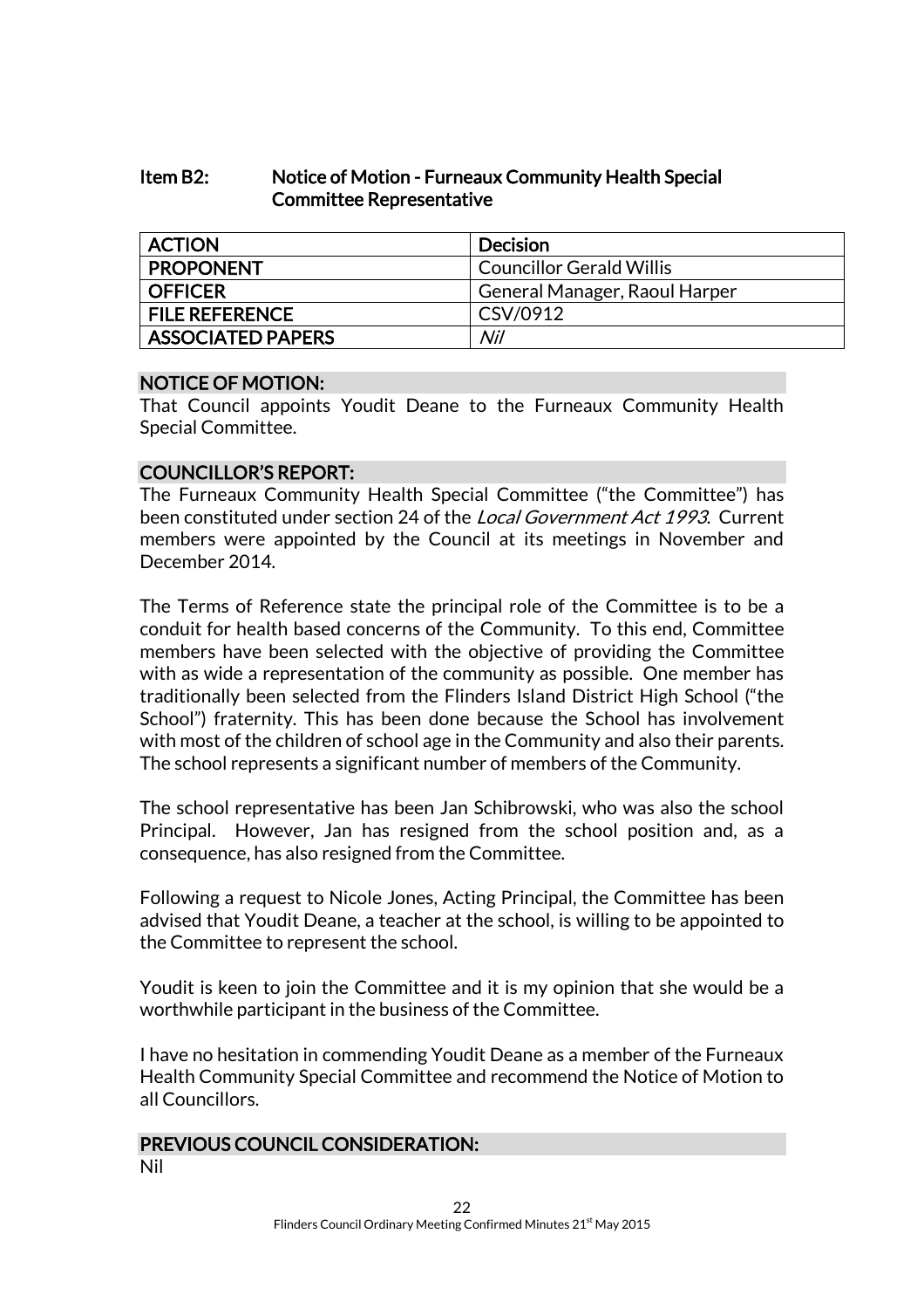## Item B2: Notice of Motion - Furneaux Community Health Special Committee Representative

| ACTION | Decision |
|---|---|
| PROPONENT | Councillor Gerald Willis |
| OFFICER | General Manager, Raoul Harper |
| FILE REFERENCE | CSV/0912 |
| ASSOCIATED PAPERS | *Nil* |

### NOTICE OF MOTION:

That Council appoints Youdit Deane to the Furneaux Community Health Special Committee.

### COUNCILLOR'S REPORT:

The Furneaux Community Health Special Committee ("the Committee") has been constituted under section 24 of the *Local Government Act 1993*. Current members were appointed by the Council at its meetings in November and December 2014.

The Terms of Reference state the principal role of the Committee is to be a conduit for health based concerns of the Community. To this end, Committee members have been selected with the objective of providing the Committee with as wide a representation of the community as possible. One member has traditionally been selected from the Flinders Island District High School ("the School") fraternity. This has been done because the School has involvement with most of the children of school age in the Community and also their parents. The school represents a significant number of members of the Community.

The school representative has been Jan Schibrowski, who was also the school Principal. However, Jan has resigned from the school position and, as a consequence, has also resigned from the Committee.

Following a request to Nicole Jones, Acting Principal, the Committee has been advised that Youdit Deane, a teacher at the school, is willing to be appointed to the Committee to represent the school.

Youdit is keen to join the Committee and it is my opinion that she would be a worthwhile participant in the business of the Committee.

I have no hesitation in commending Youdit Deane as a member of the Furneaux Health Community Special Committee and recommend the Notice of Motion to all Councillors.

### PREVIOUS COUNCIL CONSIDERATION:

Nil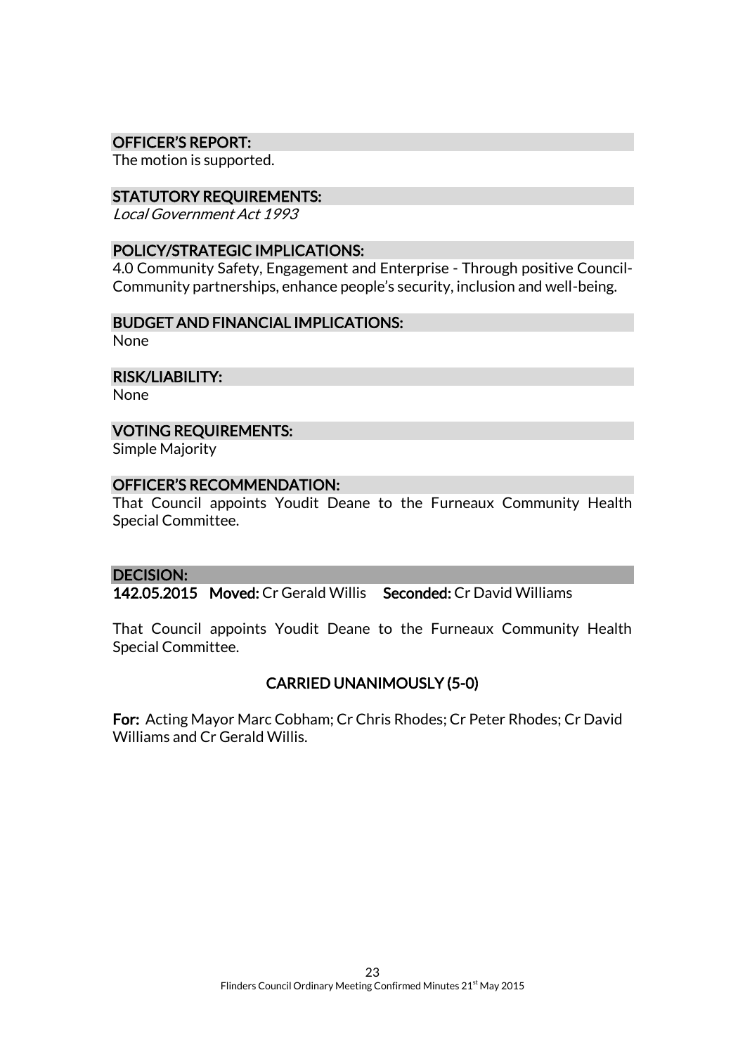### OFFICER'S REPORT:

The motion is supported.

### STATUTORY REQUIREMENTS:

*Local Government Act 1993*

### POLICY/STRATEGIC IMPLICATIONS:

4.0 Community Safety, Engagement and Enterprise - Through positive Council-Community partnerships, enhance people's security, inclusion and well-being.

### BUDGET AND FINANCIAL IMPLICATIONS:

None

### RISK/LIABILITY:

None

### VOTING REQUIREMENTS:

Simple Majority

### OFFICER'S RECOMMENDATION:

That Council appoints Youdit Deane to the Furneaux Community Health Special Committee.

### DECISION:

**142.05.2015 Moved:** Cr Gerald Willis **Seconded:** Cr David Williams

That Council appoints Youdit Deane to the Furneaux Community Health Special Committee.

**CARRIED UNANIMOUSLY (5-0)**

**For:** Acting Mayor Marc Cobham; Cr Chris Rhodes; Cr Peter Rhodes; Cr David Williams and Cr Gerald Willis.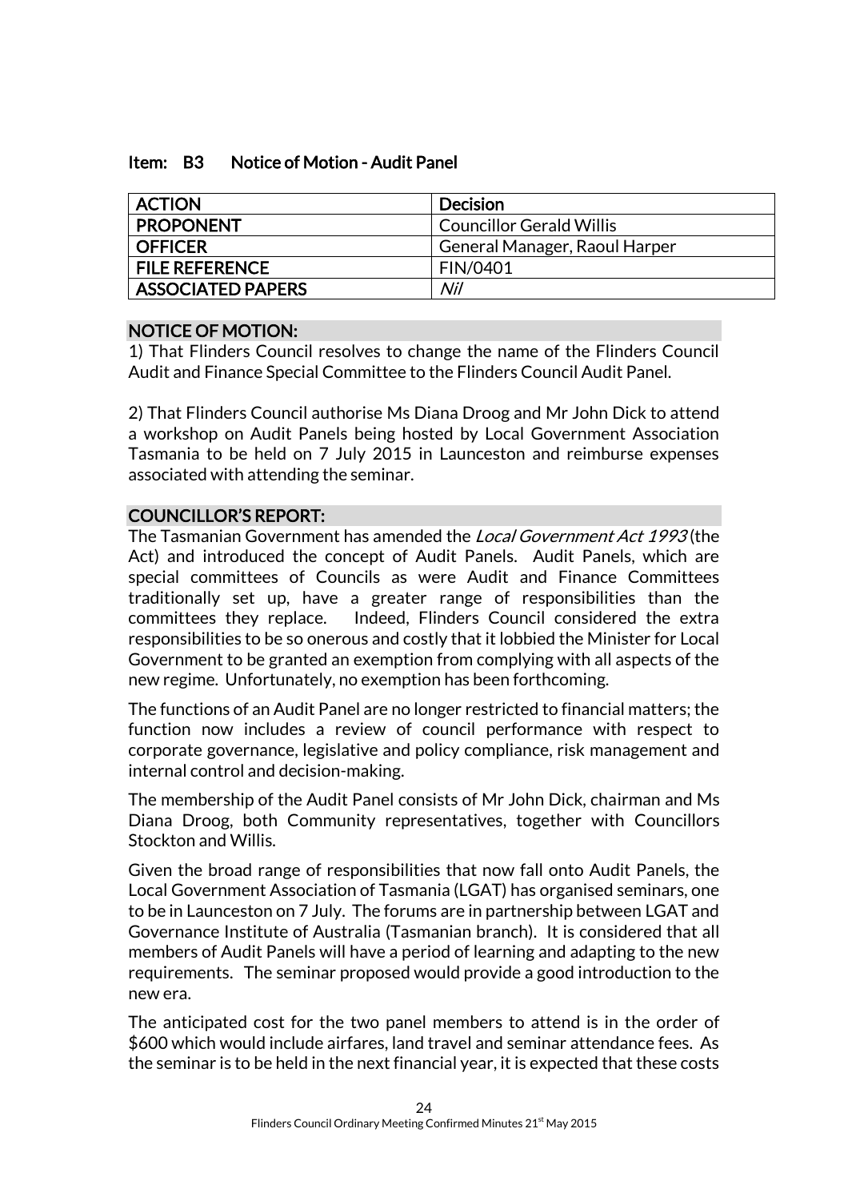### Item: B3 Notice of Motion - Audit Panel

| ACTION | Decision |
|---|---|
| PROPONENT | Councillor Gerald Willis |
| OFFICER | General Manager, Raoul Harper |
| FILE REFERENCE | FIN/0401 |
| ASSOCIATED PAPERS | *Nil* |

#### NOTICE OF MOTION:

1) That Flinders Council resolves to change the name of the Flinders Council Audit and Finance Special Committee to the Flinders Council Audit Panel.

2) That Flinders Council authorise Ms Diana Droog and Mr John Dick to attend a workshop on Audit Panels being hosted by Local Government Association Tasmania to be held on 7 July 2015 in Launceston and reimburse expenses associated with attending the seminar.

#### COUNCILLOR'S REPORT:

The Tasmanian Government has amended the *Local Government Act 1993* (the Act) and introduced the concept of Audit Panels. Audit Panels, which are special committees of Councils as were Audit and Finance Committees traditionally set up, have a greater range of responsibilities than the committees they replace. Indeed, Flinders Council considered the extra responsibilities to be so onerous and costly that it lobbied the Minister for Local Government to be granted an exemption from complying with all aspects of the new regime. Unfortunately, no exemption has been forthcoming.

The functions of an Audit Panel are no longer restricted to financial matters; the function now includes a review of council performance with respect to corporate governance, legislative and policy compliance, risk management and internal control and decision-making.

The membership of the Audit Panel consists of Mr John Dick, chairman and Ms Diana Droog, both Community representatives, together with Councillors Stockton and Willis.

Given the broad range of responsibilities that now fall onto Audit Panels, the Local Government Association of Tasmania (LGAT) has organised seminars, one to be in Launceston on 7 July. The forums are in partnership between LGAT and Governance Institute of Australia (Tasmanian branch). It is considered that all members of Audit Panels will have a period of learning and adapting to the new requirements. The seminar proposed would provide a good introduction to the new era.

The anticipated cost for the two panel members to attend is in the order of $600 which would include airfares, land travel and seminar attendance fees. As the seminar is to be held in the next financial year, it is expected that these costs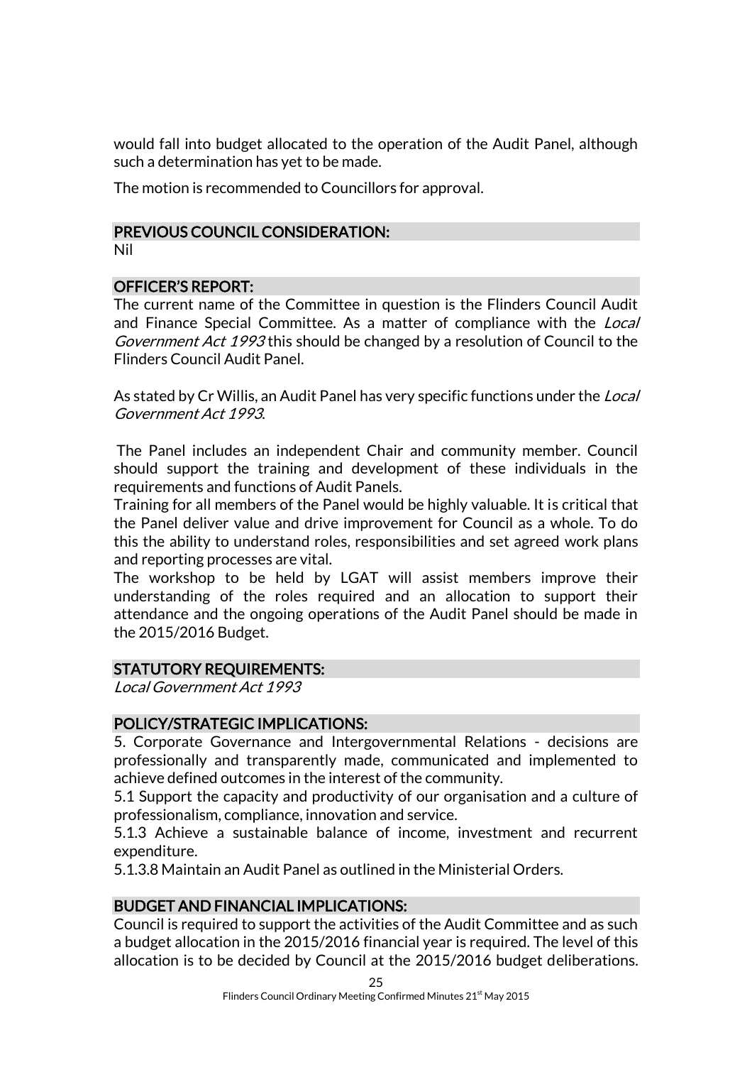would fall into budget allocated to the operation of the Audit Panel, although such a determination has yet to be made.

The motion is recommended to Councillors for approval.

## PREVIOUS COUNCIL CONSIDERATION:

Nil

## OFFICER'S REPORT:

The current name of the Committee in question is the Flinders Council Audit and Finance Special Committee. As a matter of compliance with the *Local Government Act 1993* this should be changed by a resolution of Council to the Flinders Council Audit Panel.

As stated by Cr Willis, an Audit Panel has very specific functions under the *Local Government Act 1993*.

The Panel includes an independent Chair and community member. Council should support the training and development of these individuals in the requirements and functions of Audit Panels.

Training for all members of the Panel would be highly valuable. It is critical that the Panel deliver value and drive improvement for Council as a whole. To do this the ability to understand roles, responsibilities and set agreed work plans and reporting processes are vital.

The workshop to be held by LGAT will assist members improve their understanding of the roles required and an allocation to support their attendance and the ongoing operations of the Audit Panel should be made in the 2015/2016 Budget.

## STATUTORY REQUIREMENTS:

*Local Government Act 1993*

## POLICY/STRATEGIC IMPLICATIONS:

5. Corporate Governance and Intergovernmental Relations - decisions are professionally and transparently made, communicated and implemented to achieve defined outcomes in the interest of the community.

5.1 Support the capacity and productivity of our organisation and a culture of professionalism, compliance, innovation and service.

5.1.3 Achieve a sustainable balance of income, investment and recurrent expenditure.

5.1.3.8 Maintain an Audit Panel as outlined in the Ministerial Orders.

## BUDGET AND FINANCIAL IMPLICATIONS:

Council is required to support the activities of the Audit Committee and as such a budget allocation in the 2015/2016 financial year is required. The level of this allocation is to be decided by Council at the 2015/2016 budget deliberations.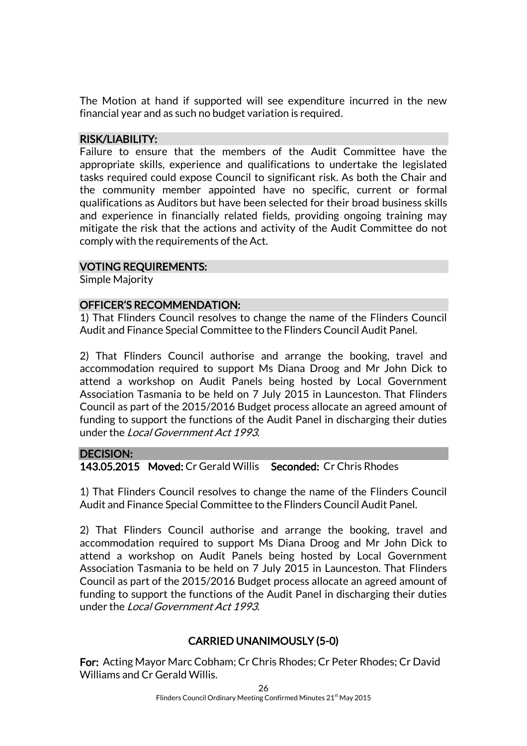The Motion at hand if supported will see expenditure incurred in the new financial year and as such no budget variation is required.

### RISK/LIABILITY:

Failure to ensure that the members of the Audit Committee have the appropriate skills, experience and qualifications to undertake the legislated tasks required could expose Council to significant risk. As both the Chair and the community member appointed have no specific, current or formal qualifications as Auditors but have been selected for their broad business skills and experience in financially related fields, providing ongoing training may mitigate the risk that the actions and activity of the Audit Committee do not comply with the requirements of the Act.

### VOTING REQUIREMENTS:

Simple Majority

### OFFICER'S RECOMMENDATION:

1) That Flinders Council resolves to change the name of the Flinders Council Audit and Finance Special Committee to the Flinders Council Audit Panel.

2) That Flinders Council authorise and arrange the booking, travel and accommodation required to support Ms Diana Droog and Mr John Dick to attend a workshop on Audit Panels being hosted by Local Government Association Tasmania to be held on 7 July 2015 in Launceston. That Flinders Council as part of the 2015/2016 Budget process allocate an agreed amount of funding to support the functions of the Audit Panel in discharging their duties under the *Local Government Act 1993*.

### DECISION:

**143.05.2015 Moved:** Cr Gerald Willis **Seconded:** Cr Chris Rhodes

1) That Flinders Council resolves to change the name of the Flinders Council Audit and Finance Special Committee to the Flinders Council Audit Panel.

2) That Flinders Council authorise and arrange the booking, travel and accommodation required to support Ms Diana Droog and Mr John Dick to attend a workshop on Audit Panels being hosted by Local Government Association Tasmania to be held on 7 July 2015 in Launceston. That Flinders Council as part of the 2015/2016 Budget process allocate an agreed amount of funding to support the functions of the Audit Panel in discharging their duties under the *Local Government Act 1993*.

**CARRIED UNANIMOUSLY (5-0)**

**For:** Acting Mayor Marc Cobham; Cr Chris Rhodes; Cr Peter Rhodes; Cr David Williams and Cr Gerald Willis.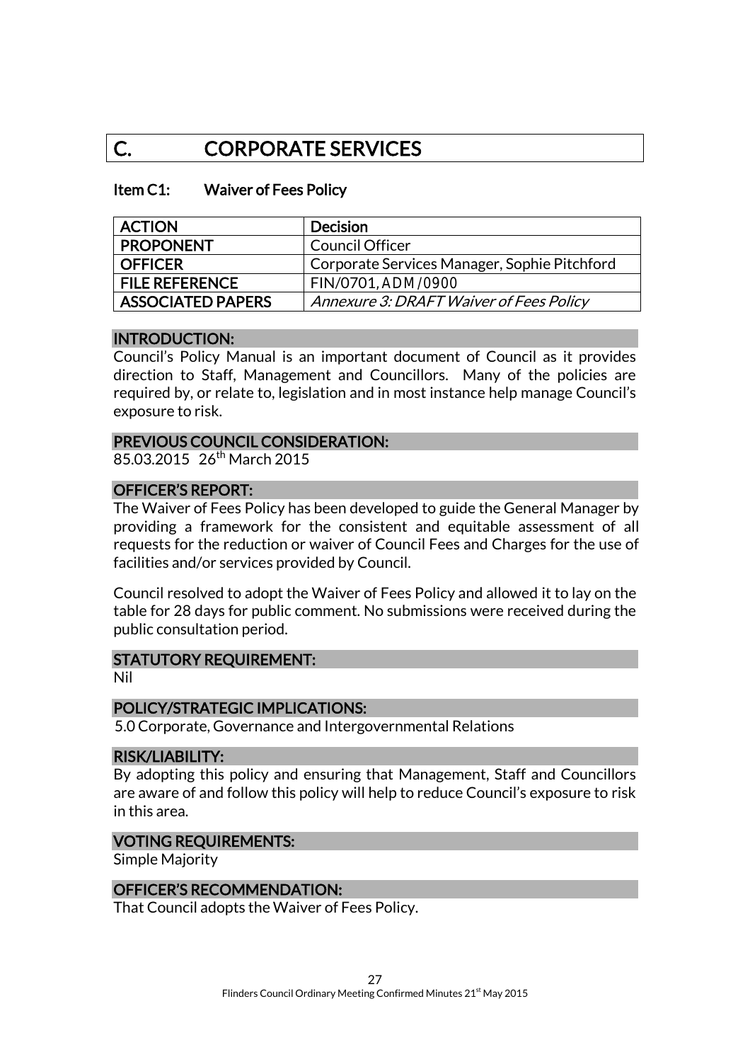# C. CORPORATE SERVICES

## Item C1: Waiver of Fees Policy

| ACTION | Decision |
| --- | --- |
| PROPONENT | Council Officer |
| OFFICER | Corporate Services Manager, Sophie Pitchford |
| FILE REFERENCE | FIN/0701, ADM/0900 |
| ASSOCIATED PAPERS | *Annexure 3: DRAFT Waiver of Fees Policy* |

### INTRODUCTION:

Council's Policy Manual is an important document of Council as it provides direction to Staff, Management and Councillors. Many of the policies are required by, or relate to, legislation and in most instance help manage Council's exposure to risk.

### PREVIOUS COUNCIL CONSIDERATION:

85.03.2015 26th March 2015

### OFFICER'S REPORT:

The Waiver of Fees Policy has been developed to guide the General Manager by providing a framework for the consistent and equitable assessment of all requests for the reduction or waiver of Council Fees and Charges for the use of facilities and/or services provided by Council.

Council resolved to adopt the Waiver of Fees Policy and allowed it to lay on the table for 28 days for public comment. No submissions were received during the public consultation period.

### STATUTORY REQUIREMENT:

Nil

### POLICY/STRATEGIC IMPLICATIONS:

5.0 Corporate, Governance and Intergovernmental Relations

### RISK/LIABILITY:

By adopting this policy and ensuring that Management, Staff and Councillors are aware of and follow this policy will help to reduce Council's exposure to risk in this area.

### VOTING REQUIREMENTS:

Simple Majority

### OFFICER'S RECOMMENDATION:

That Council adopts the Waiver of Fees Policy.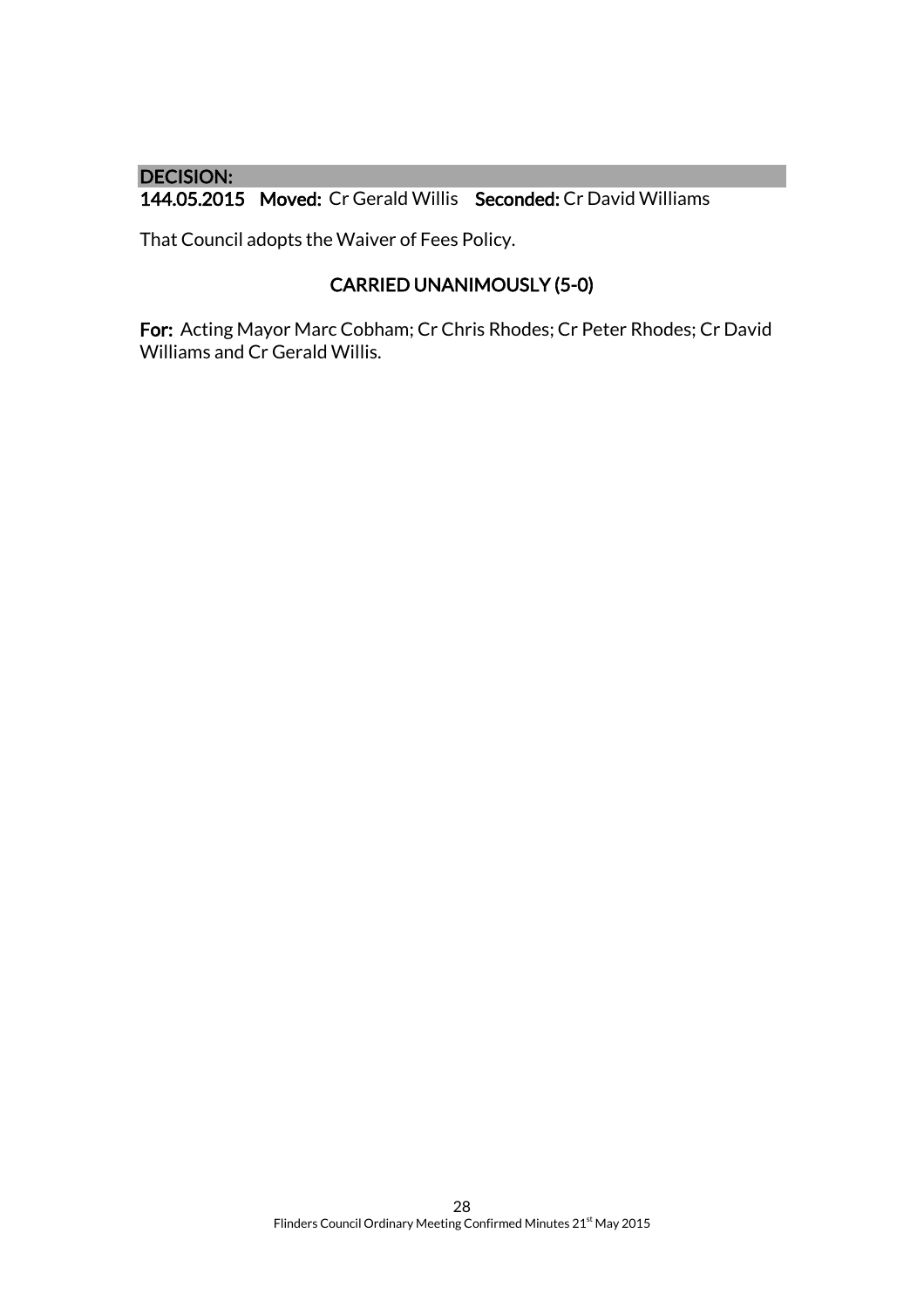**DECISION:**

**144.05.2015 Moved:** Cr Gerald Willis **Seconded:** Cr David Williams

That Council adopts the Waiver of Fees Policy.

**CARRIED UNANIMOUSLY (5-0)**

**For:** Acting Mayor Marc Cobham; Cr Chris Rhodes; Cr Peter Rhodes; Cr David Williams and Cr Gerald Willis.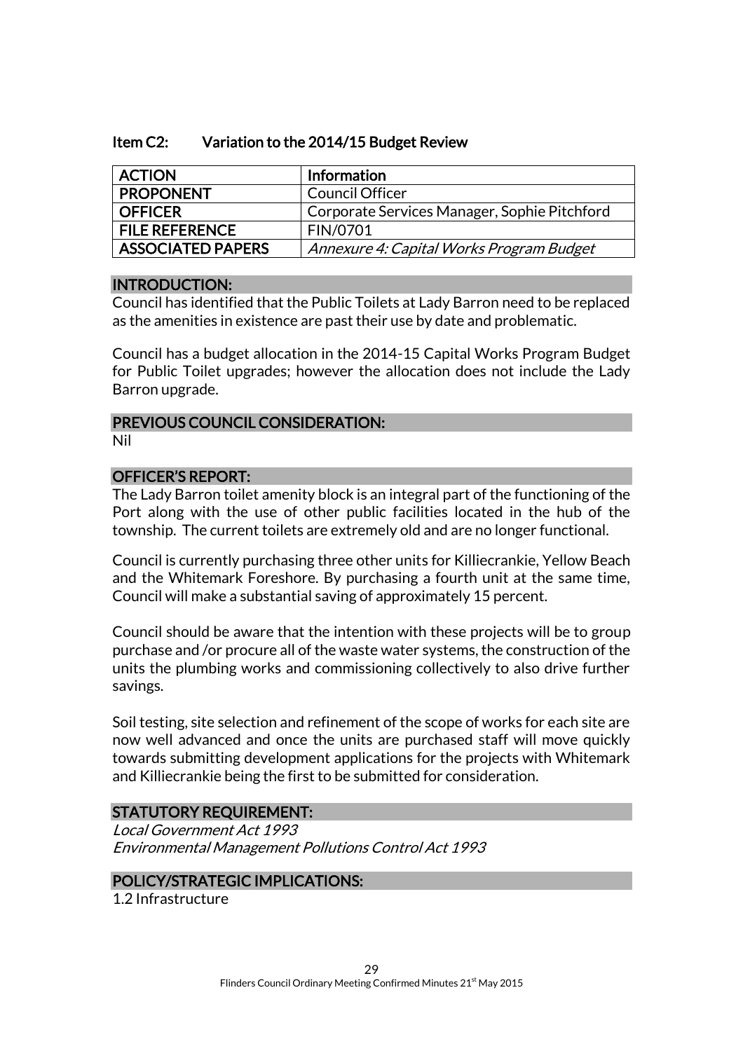### Item C2: Variation to the 2014/15 Budget Review

| ACTION | Information |
|---|---|
| PROPONENT | Council Officer |
| OFFICER | Corporate Services Manager, Sophie Pitchford |
| FILE REFERENCE | FIN/0701 |
| ASSOCIATED PAPERS | *Annexure 4: Capital Works Program Budget* |

#### INTRODUCTION:

Council has identified that the Public Toilets at Lady Barron need to be replaced as the amenities in existence are past their use by date and problematic.

Council has a budget allocation in the 2014-15 Capital Works Program Budget for Public Toilet upgrades; however the allocation does not include the Lady Barron upgrade.

#### PREVIOUS COUNCIL CONSIDERATION:

Nil

#### OFFICER'S REPORT:

The Lady Barron toilet amenity block is an integral part of the functioning of the Port along with the use of other public facilities located in the hub of the township. The current toilets are extremely old and are no longer functional.

Council is currently purchasing three other units for Killiecrankie, Yellow Beach and the Whitemark Foreshore. By purchasing a fourth unit at the same time, Council will make a substantial saving of approximately 15 percent.

Council should be aware that the intention with these projects will be to group purchase and /or procure all of the waste water systems, the construction of the units the plumbing works and commissioning collectively to also drive further savings.

Soil testing, site selection and refinement of the scope of works for each site are now well advanced and once the units are purchased staff will move quickly towards submitting development applications for the projects with Whitemark and Killiecrankie being the first to be submitted for consideration.

#### STATUTORY REQUIREMENT:

*Local Government Act 1993*
*Environmental Management Pollutions Control Act 1993*

#### POLICY/STRATEGIC IMPLICATIONS:

1.2 Infrastructure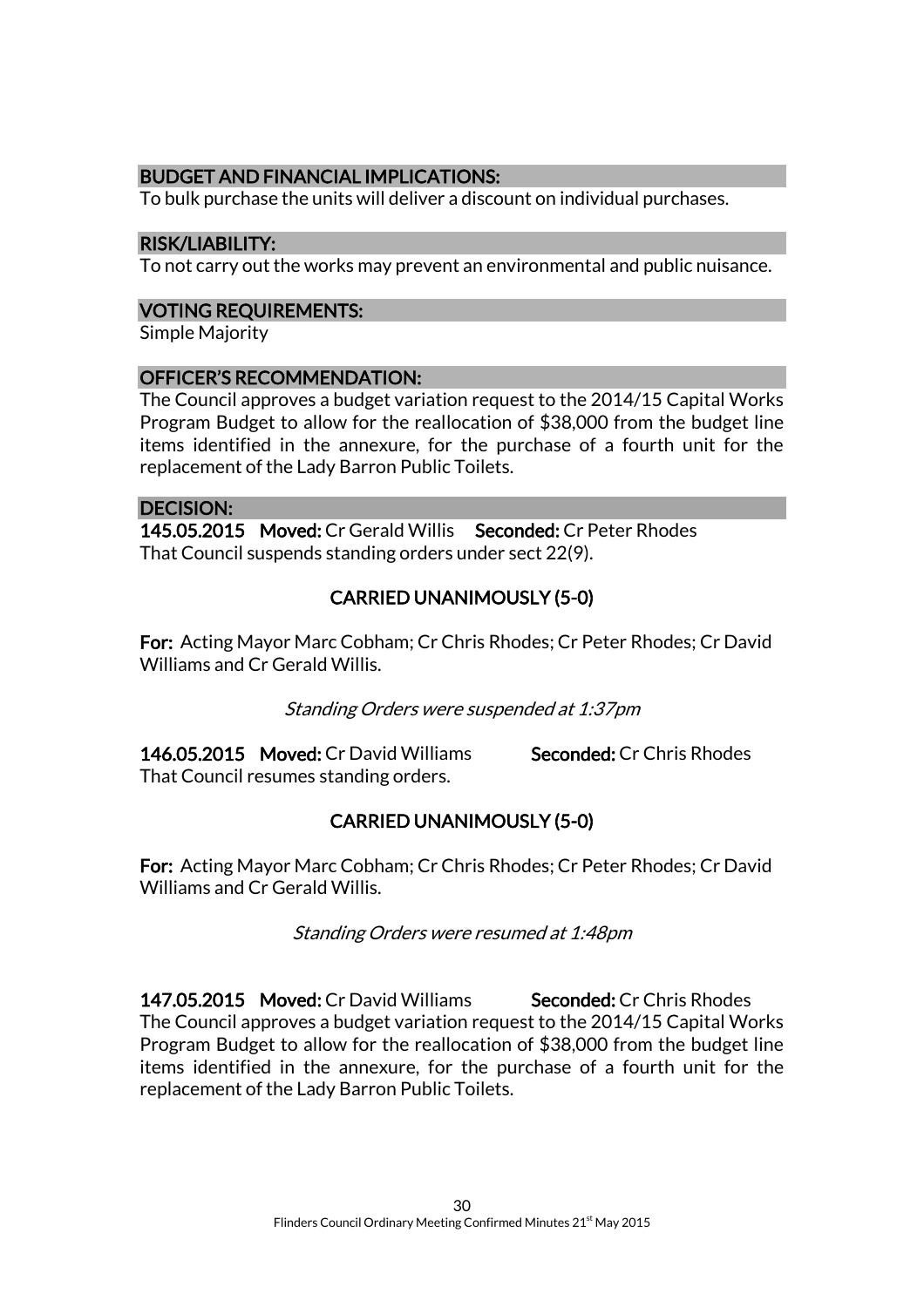## BUDGET AND FINANCIAL IMPLICATIONS:

To bulk purchase the units will deliver a discount on individual purchases.

## RISK/LIABILITY:

To not carry out the works may prevent an environmental and public nuisance.

## VOTING REQUIREMENTS:

Simple Majority

## OFFICER'S RECOMMENDATION:

The Council approves a budget variation request to the 2014/15 Capital Works Program Budget to allow for the reallocation of $38,000 from the budget line items identified in the annexure, for the purchase of a fourth unit for the replacement of the Lady Barron Public Toilets.

## DECISION:

**145.05.2015 Moved:** Cr Gerald Willis **Seconded:** Cr Peter Rhodes
That Council suspends standing orders under sect 22(9).

**CARRIED UNANIMOUSLY (5-0)**

**For:** Acting Mayor Marc Cobham; Cr Chris Rhodes; Cr Peter Rhodes; Cr David Williams and Cr Gerald Willis.

*Standing Orders were suspended at 1:37pm*

**146.05.2015 Moved:** Cr David Williams **Seconded:** Cr Chris Rhodes
That Council resumes standing orders.

**CARRIED UNANIMOUSLY (5-0)**

**For:** Acting Mayor Marc Cobham; Cr Chris Rhodes; Cr Peter Rhodes; Cr David Williams and Cr Gerald Willis.

*Standing Orders were resumed at 1:48pm*

**147.05.2015 Moved:** Cr David Williams **Seconded:** Cr Chris Rhodes
The Council approves a budget variation request to the 2014/15 Capital Works Program Budget to allow for the reallocation of $38,000 from the budget line items identified in the annexure, for the purchase of a fourth unit for the replacement of the Lady Barron Public Toilets.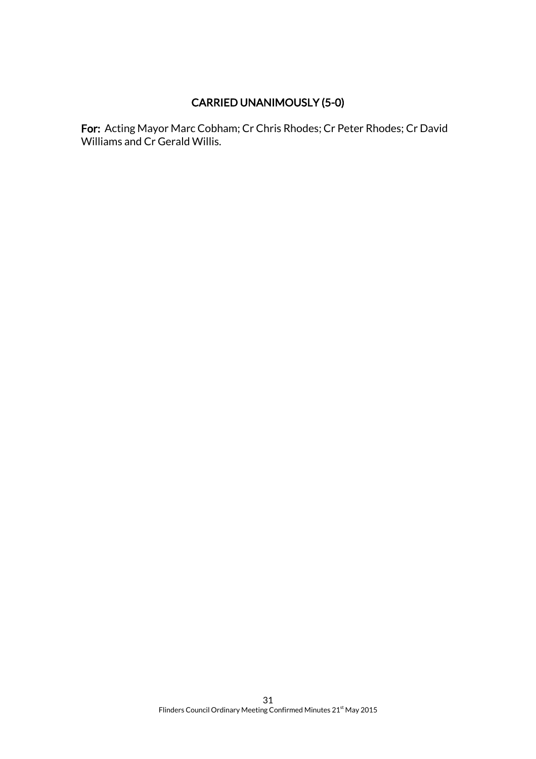**CARRIED UNANIMOUSLY (5-0)**

**For:** Acting Mayor Marc Cobham; Cr Chris Rhodes; Cr Peter Rhodes; Cr David Williams and Cr Gerald Willis.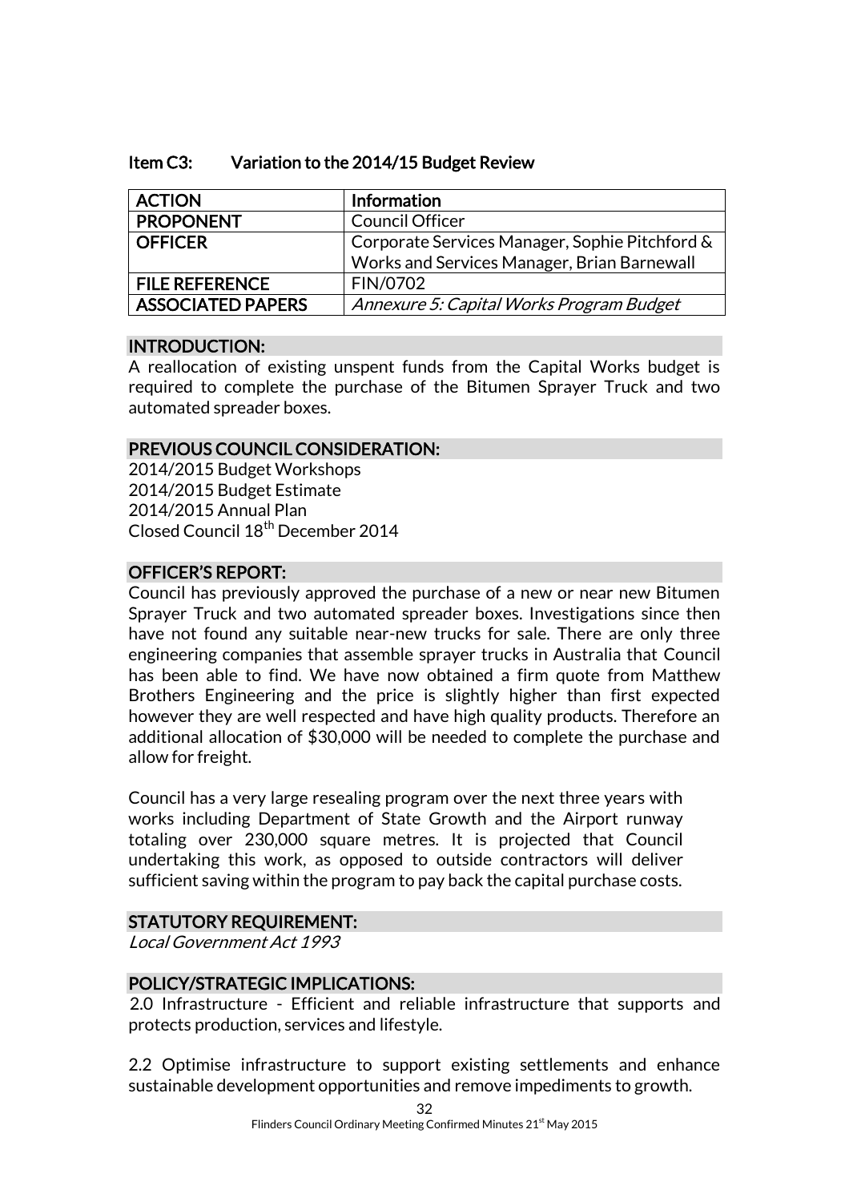## Item C3: Variation to the 2014/15 Budget Review

| ACTION | Information |
| --- | --- |
| PROPONENT | Council Officer |
| OFFICER | Corporate Services Manager, Sophie Pitchford & Works and Services Manager, Brian Barnewall |
| FILE REFERENCE | FIN/0702 |
| ASSOCIATED PAPERS | *Annexure 5: Capital Works Program Budget* |

### INTRODUCTION:

A reallocation of existing unspent funds from the Capital Works budget is required to complete the purchase of the Bitumen Sprayer Truck and two automated spreader boxes.

### PREVIOUS COUNCIL CONSIDERATION:

2014/2015 Budget Workshops
2014/2015 Budget Estimate
2014/2015 Annual Plan
Closed Council 18th December 2014

### OFFICER'S REPORT:

Council has previously approved the purchase of a new or near new Bitumen Sprayer Truck and two automated spreader boxes. Investigations since then have not found any suitable near-new trucks for sale. There are only three engineering companies that assemble sprayer trucks in Australia that Council has been able to find. We have now obtained a firm quote from Matthew Brothers Engineering and the price is slightly higher than first expected however they are well respected and have high quality products. Therefore an additional allocation of $30,000 will be needed to complete the purchase and allow for freight.

Council has a very large resealing program over the next three years with works including Department of State Growth and the Airport runway totaling over 230,000 square metres. It is projected that Council undertaking this work, as opposed to outside contractors will deliver sufficient saving within the program to pay back the capital purchase costs.

### STATUTORY REQUIREMENT:

*Local Government Act 1993*

### POLICY/STRATEGIC IMPLICATIONS:

2.0 Infrastructure - Efficient and reliable infrastructure that supports and protects production, services and lifestyle.

2.2 Optimise infrastructure to support existing settlements and enhance sustainable development opportunities and remove impediments to growth.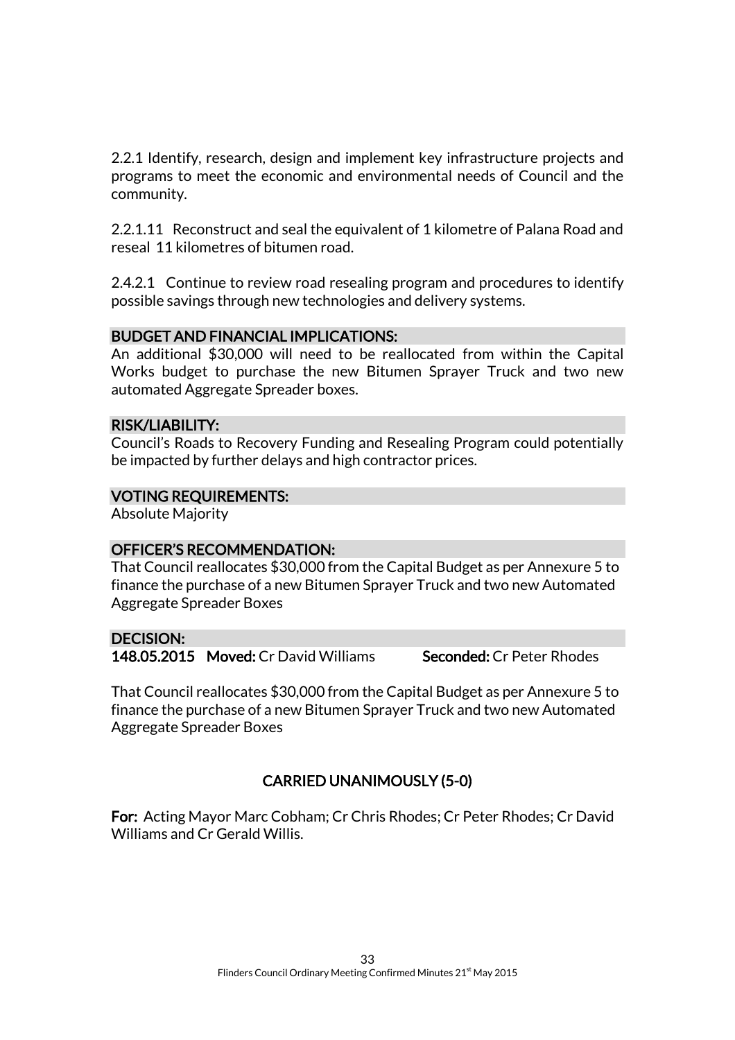2.2.1 Identify, research, design and implement key infrastructure projects and programs to meet the economic and environmental needs of Council and the community.

2.2.1.11 Reconstruct and seal the equivalent of 1 kilometre of Palana Road and reseal 11 kilometres of bitumen road.

2.4.2.1 Continue to review road resealing program and procedures to identify possible savings through new technologies and delivery systems.

### BUDGET AND FINANCIAL IMPLICATIONS:

An additional $30,000 will need to be reallocated from within the Capital Works budget to purchase the new Bitumen Sprayer Truck and two new automated Aggregate Spreader boxes.

### RISK/LIABILITY:

Council's Roads to Recovery Funding and Resealing Program could potentially be impacted by further delays and high contractor prices.

### VOTING REQUIREMENTS:

Absolute Majority

### OFFICER'S RECOMMENDATION:

That Council reallocates $30,000 from the Capital Budget as per Annexure 5 to finance the purchase of a new Bitumen Sprayer Truck and two new Automated Aggregate Spreader Boxes

### DECISION:

**148.05.2015** **Moved:** Cr David Williams **Seconded:** Cr Peter Rhodes

That Council reallocates $30,000 from the Capital Budget as per Annexure 5 to finance the purchase of a new Bitumen Sprayer Truck and two new Automated Aggregate Spreader Boxes

**CARRIED UNANIMOUSLY (5-0)**

**For:** Acting Mayor Marc Cobham; Cr Chris Rhodes; Cr Peter Rhodes; Cr David Williams and Cr Gerald Willis.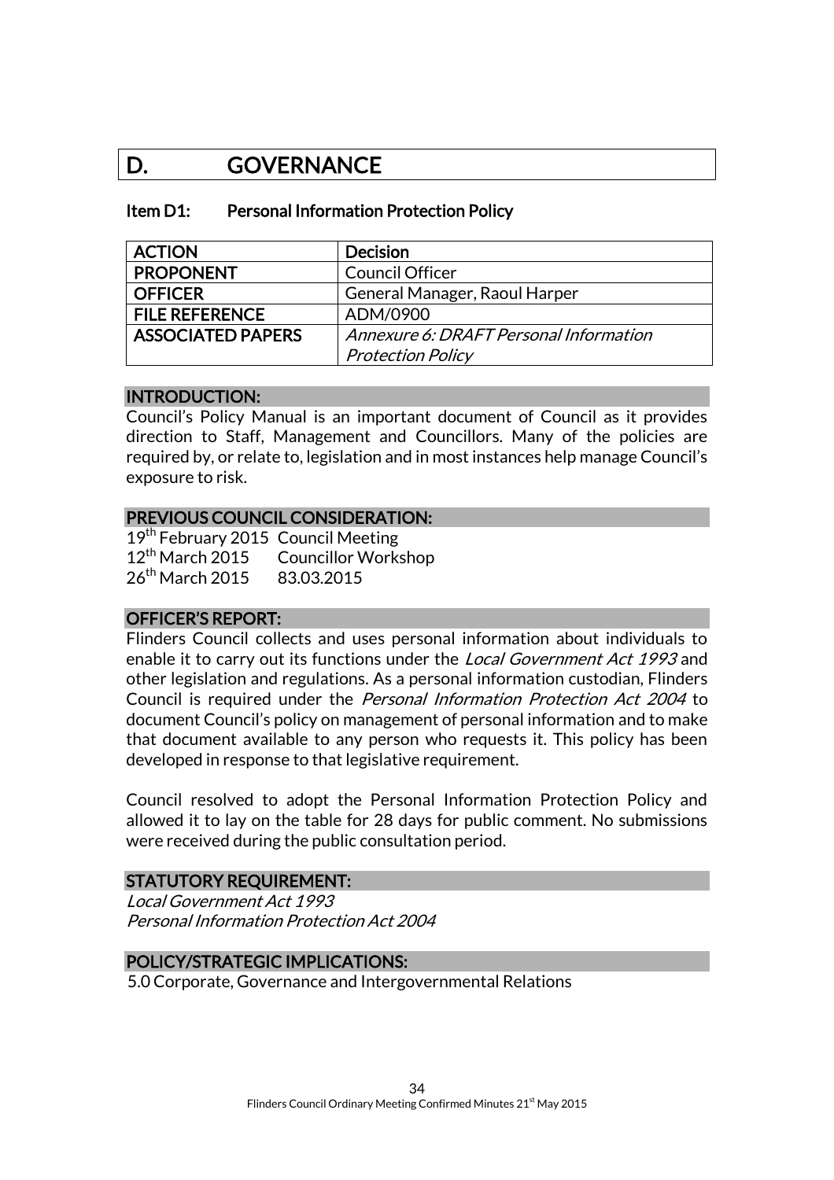# D. GOVERNANCE

## Item D1: Personal Information Protection Policy

| ACTION | Decision |
|---|---|
| PROPONENT | Council Officer |
| OFFICER | General Manager, Raoul Harper |
| FILE REFERENCE | ADM/0900 |
| ASSOCIATED PAPERS | *Annexure 6: DRAFT Personal Information Protection Policy* |

### INTRODUCTION:

Council's Policy Manual is an important document of Council as it provides direction to Staff, Management and Councillors. Many of the policies are required by, or relate to, legislation and in most instances help manage Council's exposure to risk.

### PREVIOUS COUNCIL CONSIDERATION:

19th February 2015 Council Meeting
12th March 2015 Councillor Workshop
26th March 2015 83.03.2015

### OFFICER'S REPORT:

Flinders Council collects and uses personal information about individuals to enable it to carry out its functions under the *Local Government Act 1993* and other legislation and regulations. As a personal information custodian, Flinders Council is required under the *Personal Information Protection Act 2004* to document Council's policy on management of personal information and to make that document available to any person who requests it. This policy has been developed in response to that legislative requirement.

Council resolved to adopt the Personal Information Protection Policy and allowed it to lay on the table for 28 days for public comment. No submissions were received during the public consultation period.

### STATUTORY REQUIREMENT:

*Local Government Act 1993*
*Personal Information Protection Act 2004*

### POLICY/STRATEGIC IMPLICATIONS:

5.0 Corporate, Governance and Intergovernmental Relations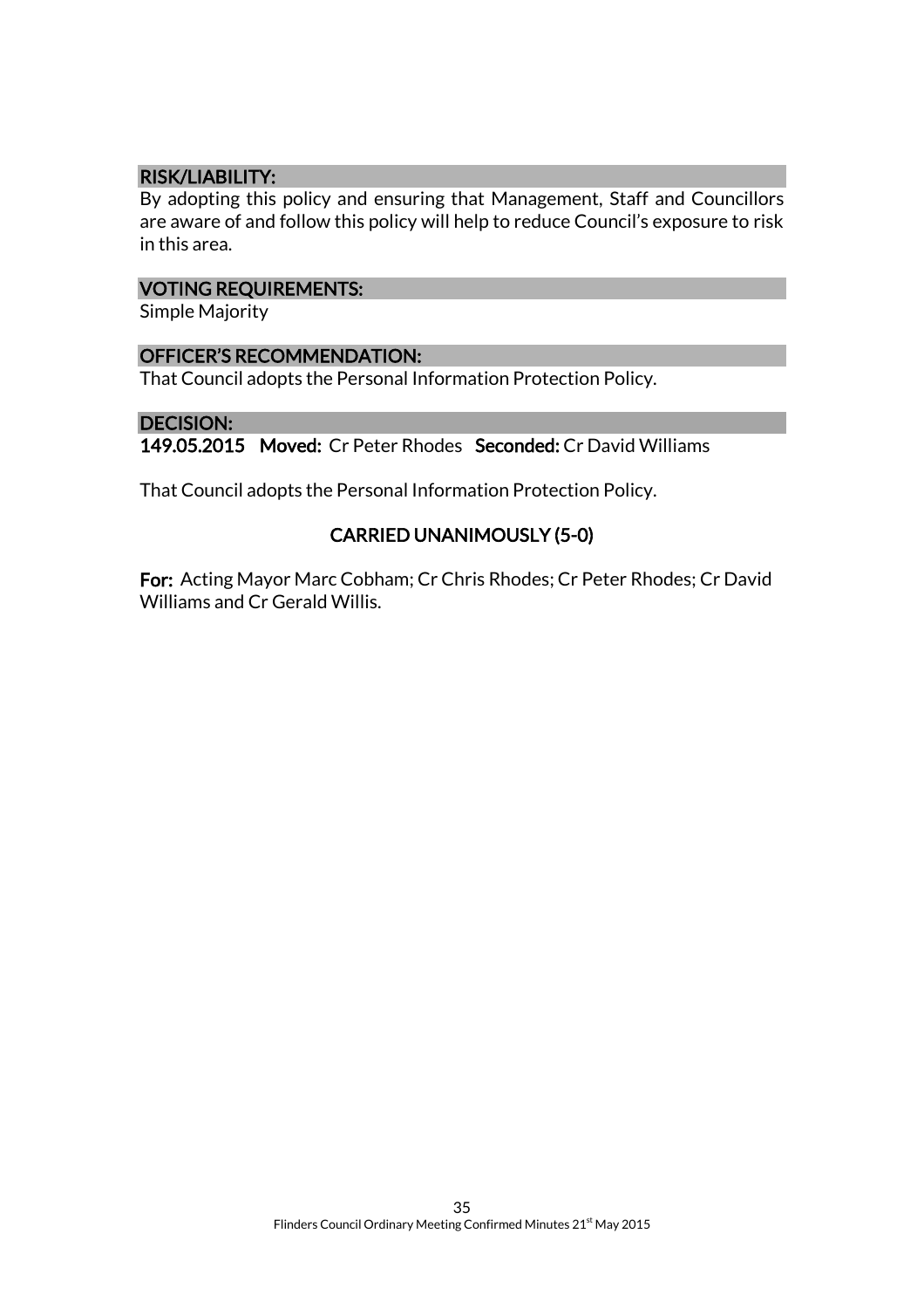### RISK/LIABILITY:

By adopting this policy and ensuring that Management, Staff and Councillors are aware of and follow this policy will help to reduce Council's exposure to risk in this area.

### VOTING REQUIREMENTS:

Simple Majority

### OFFICER'S RECOMMENDATION:

That Council adopts the Personal Information Protection Policy.

### DECISION:

**149.05.2015 Moved:** Cr Peter Rhodes **Seconded:** Cr David Williams

That Council adopts the Personal Information Protection Policy.

**CARRIED UNANIMOUSLY (5-0)**

**For:** Acting Mayor Marc Cobham; Cr Chris Rhodes; Cr Peter Rhodes; Cr David Williams and Cr Gerald Willis.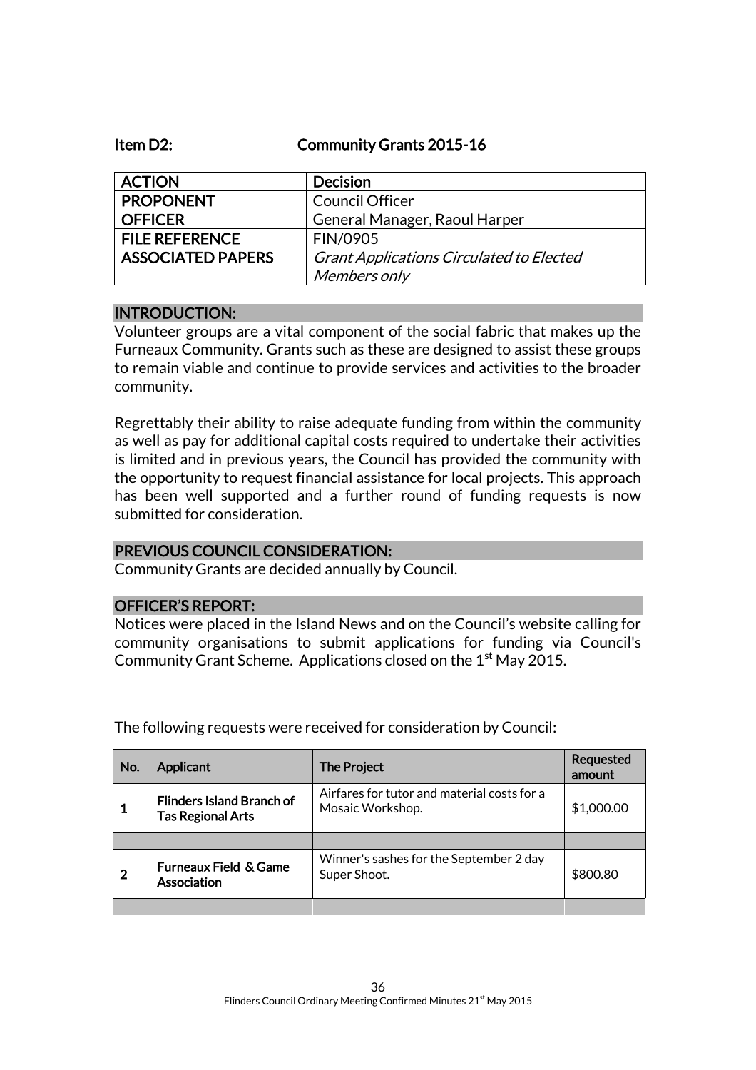### Item D2: Community Grants 2015-16

| | |
|---|---|
| **ACTION** | **Decision** |
| **PROPONENT** | Council Officer |
| **OFFICER** | General Manager, Raoul Harper |
| **FILE REFERENCE** | FIN/0905 |
| **ASSOCIATED PAPERS** | *Grant Applications Circulated to Elected Members only* |

## INTRODUCTION:

Volunteer groups are a vital component of the social fabric that makes up the Furneaux Community. Grants such as these are designed to assist these groups to remain viable and continue to provide services and activities to the broader community.

Regrettably their ability to raise adequate funding from within the community as well as pay for additional capital costs required to undertake their activities is limited and in previous years, the Council has provided the community with the opportunity to request financial assistance for local projects. This approach has been well supported and a further round of funding requests is now submitted for consideration.

## PREVIOUS COUNCIL CONSIDERATION:

Community Grants are decided annually by Council.

## OFFICER'S REPORT:

Notices were placed in the Island News and on the Council's website calling for community organisations to submit applications for funding via Council's Community Grant Scheme. Applications closed on the 1st May 2015.

The following requests were received for consideration by Council:

| No. | Applicant | The Project | Requested amount |
|---|---|---|---|
| 1 | **Flinders Island Branch of Tas Regional Arts** | Airfares for tutor and material costs for a Mosaic Workshop. | $1,000.00 |
| | | | |
| 2 | **Furneaux Field & Game Association** | Winner's sashes for the September 2 day Super Shoot. | $800.80 |
| | | | |